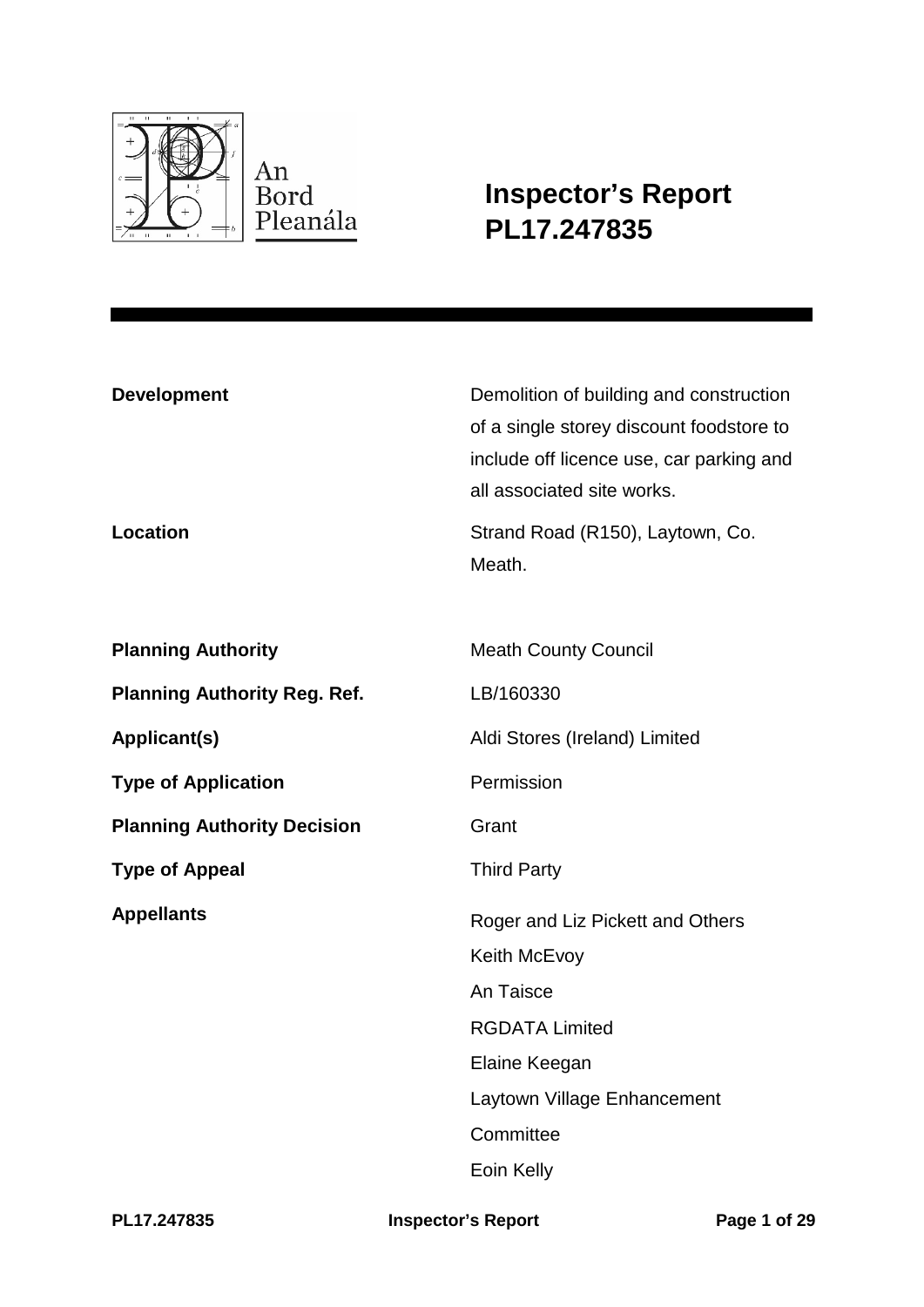An Bord Pleanála

# Inspector's Report PL17.247835

| | |
|---|---|
| **Development** | Demolition of building and construction of a single storey discount foodstore to include off licence use, car parking and all associated site works. |
| **Location** | Strand Road (R150), Laytown, Co. Meath. |
| **Planning Authority** | Meath County Council |
| **Planning Authority Reg. Ref.** | LB/160330 |
| **Applicant(s)** | Aldi Stores (Ireland) Limited |
| **Type of Application** | Permission |
| **Planning Authority Decision** | Grant |
| **Type of Appeal** | Third Party |
| **Appellants** | Roger and Liz Pickett and Others<br>Keith McEvoy<br>An Taisce<br>RGDATA Limited<br>Elaine Keegan<br>Laytown Village Enhancement Committee<br>Eoin Kelly |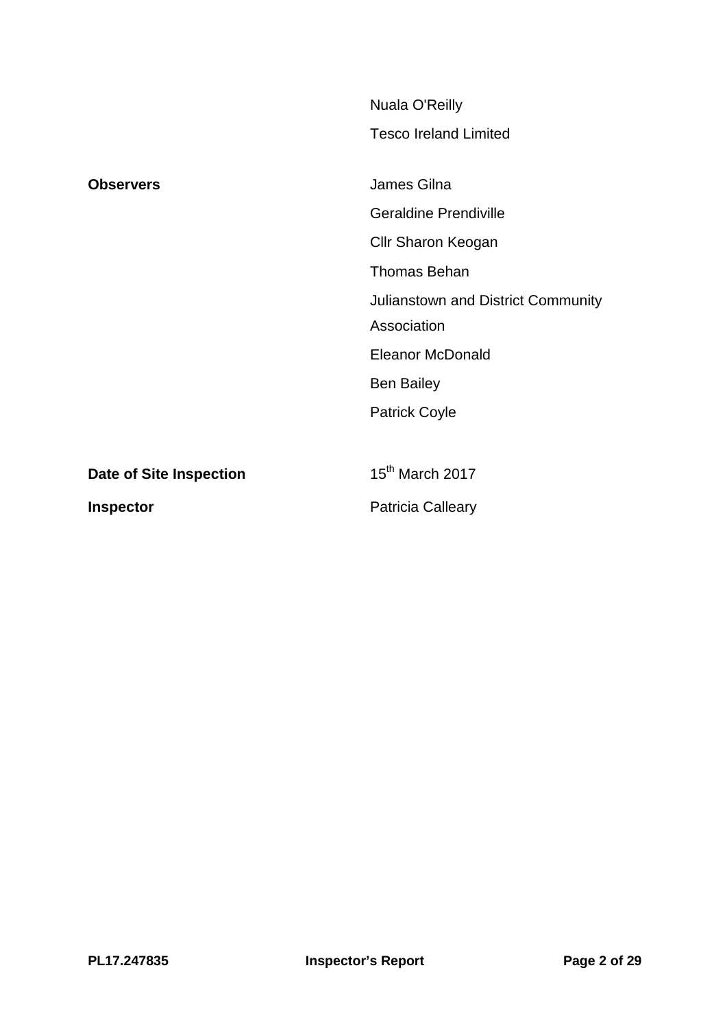| | |
|---|---|
| | Nuala O'Reilly |
| | Tesco Ireland Limited |
| **Observers** | James Gilna |
| | Geraldine Prendiville |
| | Cllr Sharon Keogan |
| | Thomas Behan |
| | Julianstown and District Community Association |
| | Eleanor McDonald |
| | Ben Bailey |
| | Patrick Coyle |
| **Date of Site Inspection** | 15th March 2017 |
| **Inspector** | Patricia Calleary |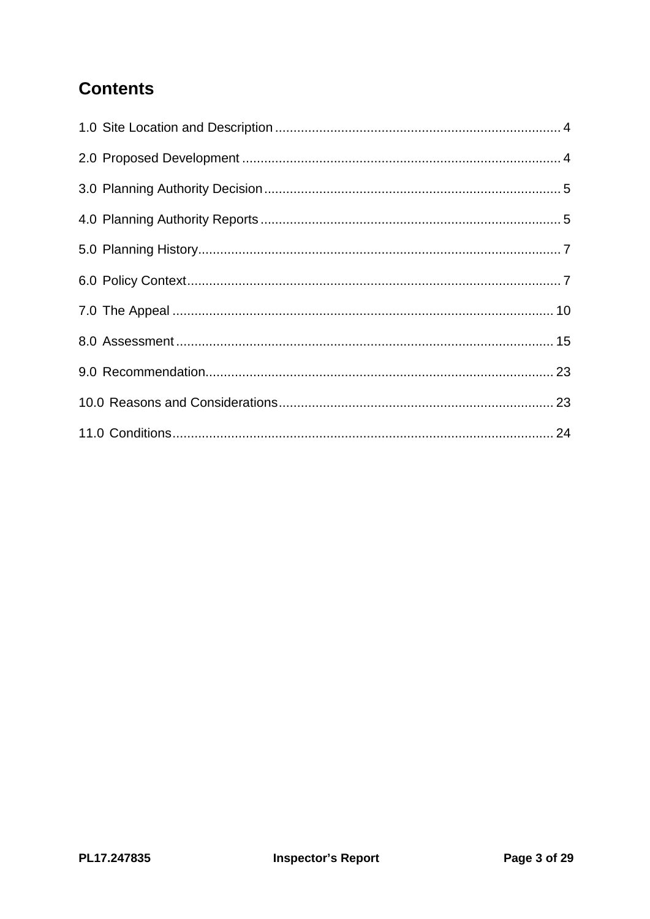## Contents

1.0 Site Location and Description ............................................................................ 4

2.0 Proposed Development ..................................................................................... 4

3.0 Planning Authority Decision ............................................................................... 5

4.0 Planning Authority Reports ................................................................................ 5

5.0 Planning History ................................................................................................. 7

6.0 Policy Context .................................................................................................... 7

7.0 The Appeal ....................................................................................................... 10

8.0 Assessment ...................................................................................................... 15

9.0 Recommendation .............................................................................................. 23

10.0 Reasons and Considerations .......................................................................... 23

11.0 Conditions ....................................................................................................... 24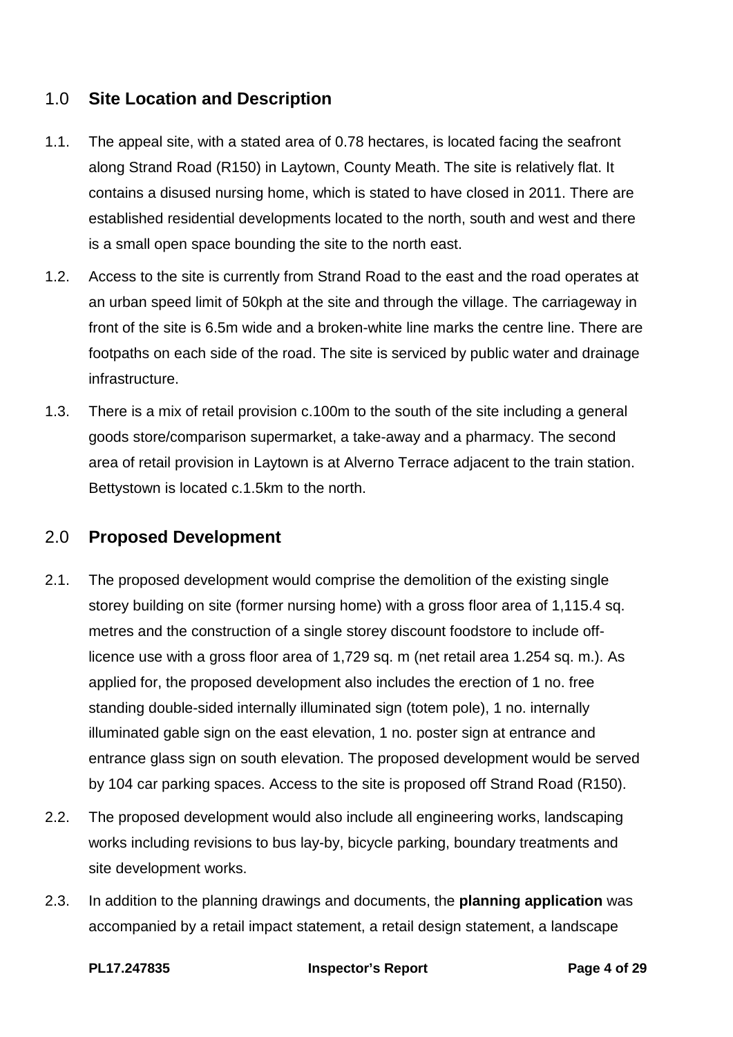## 1.0 **Site Location and Description**

1.1. The appeal site, with a stated area of 0.78 hectares, is located facing the seafront along Strand Road (R150) in Laytown, County Meath. The site is relatively flat. It contains a disused nursing home, which is stated to have closed in 2011. There are established residential developments located to the north, south and west and there is a small open space bounding the site to the north east.

1.2. Access to the site is currently from Strand Road to the east and the road operates at an urban speed limit of 50kph at the site and through the village. The carriageway in front of the site is 6.5m wide and a broken-white line marks the centre line. There are footpaths on each side of the road. The site is serviced by public water and drainage infrastructure.

1.3. There is a mix of retail provision c.100m to the south of the site including a general goods store/comparison supermarket, a take-away and a pharmacy. The second area of retail provision in Laytown is at Alverno Terrace adjacent to the train station. Bettystown is located c.1.5km to the north.

## 2.0 **Proposed Development**

2.1. The proposed development would comprise the demolition of the existing single storey building on site (former nursing home) with a gross floor area of 1,115.4 sq. metres and the construction of a single storey discount foodstore to include off-licence use with a gross floor area of 1,729 sq. m (net retail area 1.254 sq. m.). As applied for, the proposed development also includes the erection of 1 no. free standing double-sided internally illuminated sign (totem pole), 1 no. internally illuminated gable sign on the east elevation, 1 no. poster sign at entrance and entrance glass sign on south elevation. The proposed development would be served by 104 car parking spaces. Access to the site is proposed off Strand Road (R150).

2.2. The proposed development would also include all engineering works, landscaping works including revisions to bus lay-by, bicycle parking, boundary treatments and site development works.

2.3. In addition to the planning drawings and documents, the **planning application** was accompanied by a retail impact statement, a retail design statement, a landscape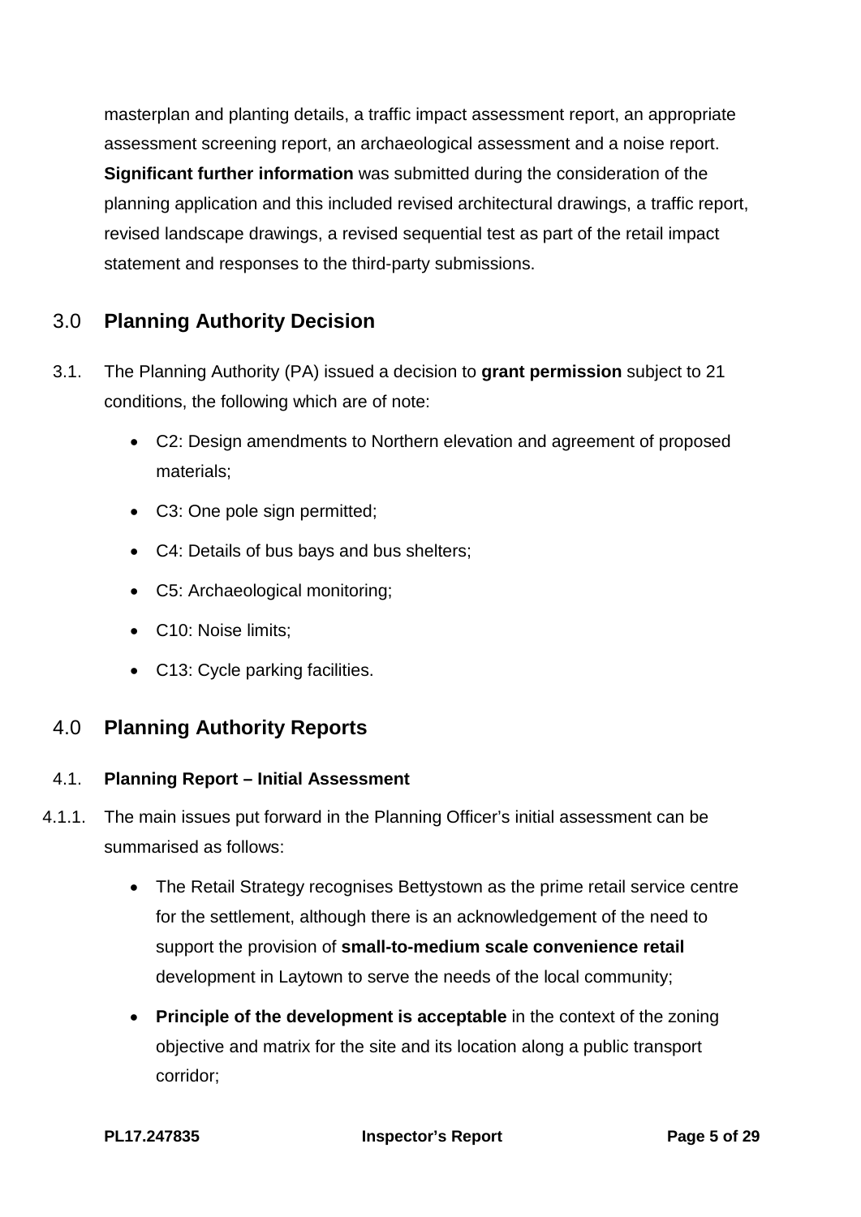masterplan and planting details, a traffic impact assessment report, an appropriate assessment screening report, an archaeological assessment and a noise report. **Significant further information** was submitted during the consideration of the planning application and this included revised architectural drawings, a traffic report, revised landscape drawings, a revised sequential test as part of the retail impact statement and responses to the third-party submissions.

## 3.0 Planning Authority Decision

3.1. The Planning Authority (PA) issued a decision to **grant permission** subject to 21 conditions, the following which are of note:

- C2: Design amendments to Northern elevation and agreement of proposed materials;
- C3: One pole sign permitted;
- C4: Details of bus bays and bus shelters;
- C5: Archaeological monitoring;
- C10: Noise limits;
- C13: Cycle parking facilities.

## 4.0 Planning Authority Reports

### 4.1. Planning Report – Initial Assessment

4.1.1. The main issues put forward in the Planning Officer's initial assessment can be summarised as follows:

- The Retail Strategy recognises Bettystown as the prime retail service centre for the settlement, although there is an acknowledgement of the need to support the provision of **small-to-medium scale convenience retail** development in Laytown to serve the needs of the local community;
- **Principle of the development is acceptable** in the context of the zoning objective and matrix for the site and its location along a public transport corridor;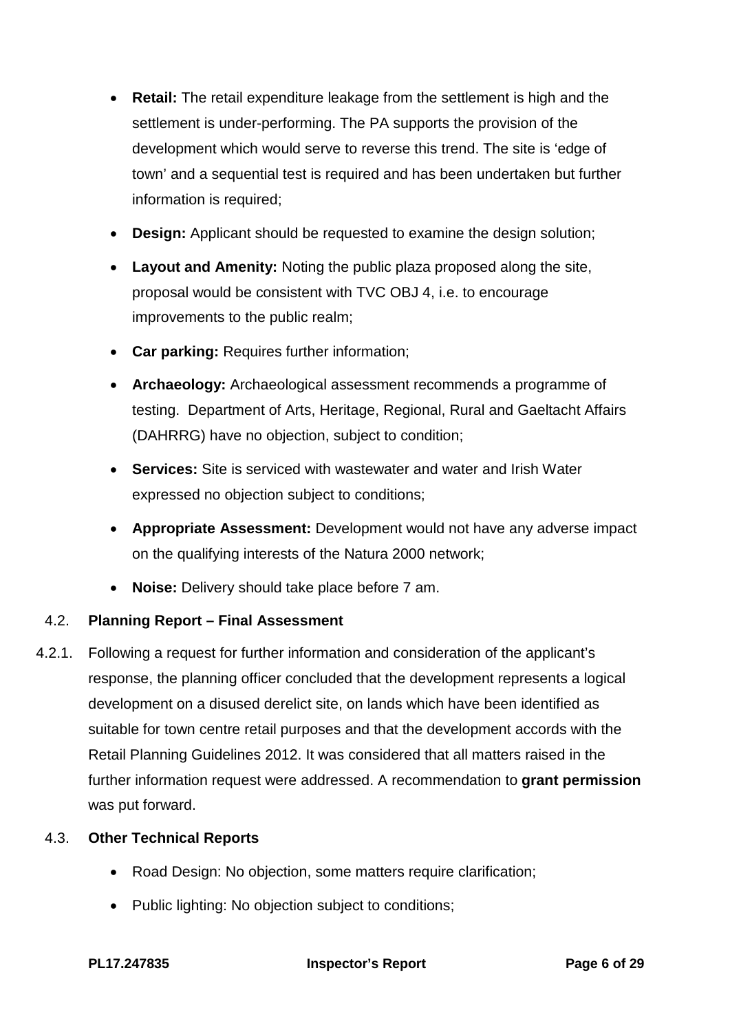- **Retail:** The retail expenditure leakage from the settlement is high and the settlement is under-performing. The PA supports the provision of the development which would serve to reverse this trend. The site is 'edge of town' and a sequential test is required and has been undertaken but further information is required;
- **Design:** Applicant should be requested to examine the design solution;
- **Layout and Amenity:** Noting the public plaza proposed along the site, proposal would be consistent with TVC OBJ 4, i.e. to encourage improvements to the public realm;
- **Car parking:** Requires further information;
- **Archaeology:** Archaeological assessment recommends a programme of testing. Department of Arts, Heritage, Regional, Rural and Gaeltacht Affairs (DAHRRG) have no objection, subject to condition;
- **Services:** Site is serviced with wastewater and water and Irish Water expressed no objection subject to conditions;
- **Appropriate Assessment:** Development would not have any adverse impact on the qualifying interests of the Natura 2000 network;
- **Noise:** Delivery should take place before 7 am.

### 4.2. Planning Report – Final Assessment

4.2.1. Following a request for further information and consideration of the applicant's response, the planning officer concluded that the development represents a logical development on a disused derelict site, on lands which have been identified as suitable for town centre retail purposes and that the development accords with the Retail Planning Guidelines 2012. It was considered that all matters raised in the further information request were addressed. A recommendation to **grant permission** was put forward.

### 4.3. Other Technical Reports

- Road Design: No objection, some matters require clarification;
- Public lighting: No objection subject to conditions;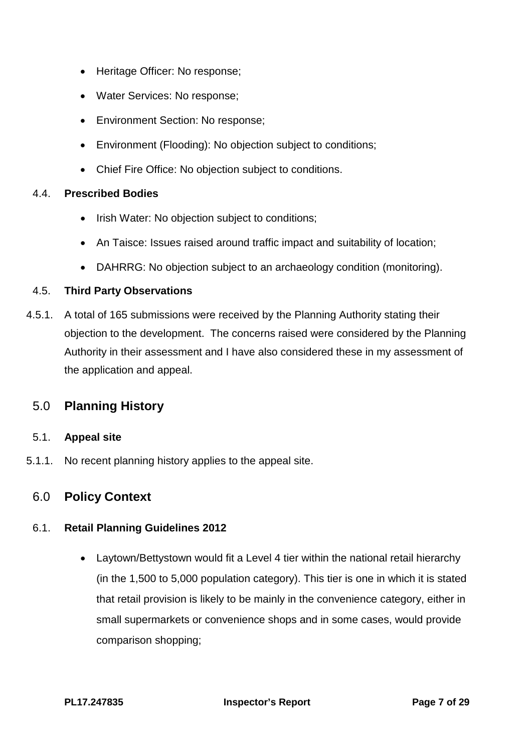- Heritage Officer: No response;
- Water Services: No response;
- Environment Section: No response;
- Environment (Flooding): No objection subject to conditions;
- Chief Fire Office: No objection subject to conditions.

4.4. **Prescribed Bodies**

- Irish Water: No objection subject to conditions;
- An Taisce: Issues raised around traffic impact and suitability of location;
- DAHRRG: No objection subject to an archaeology condition (monitoring).

4.5. **Third Party Observations**

4.5.1. A total of 165 submissions were received by the Planning Authority stating their objection to the development. The concerns raised were considered by the Planning Authority in their assessment and I have also considered these in my assessment of the application and appeal.

## 5.0 Planning History

5.1. **Appeal site**

5.1.1. No recent planning history applies to the appeal site.

## 6.0 Policy Context

6.1. **Retail Planning Guidelines 2012**

- Laytown/Bettystown would fit a Level 4 tier within the national retail hierarchy (in the 1,500 to 5,000 population category). This tier is one in which it is stated that retail provision is likely to be mainly in the convenience category, either in small supermarkets or convenience shops and in some cases, would provide comparison shopping;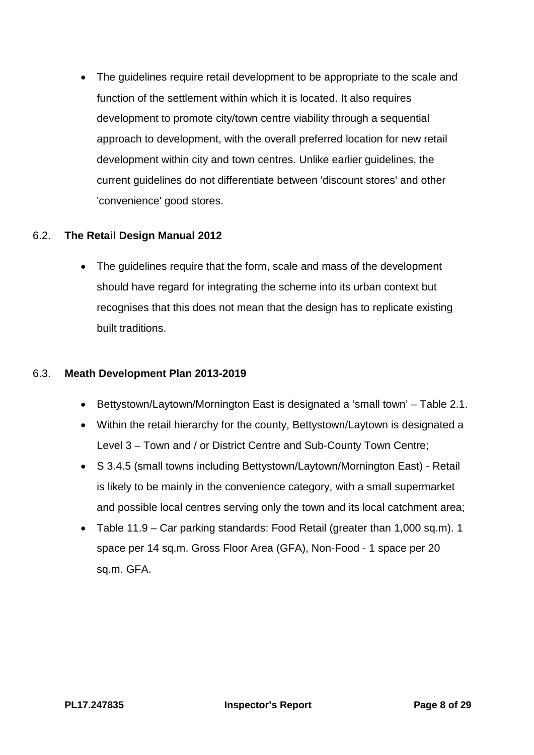- The guidelines require retail development to be appropriate to the scale and function of the settlement within which it is located. It also requires development to promote city/town centre viability through a sequential approach to development, with the overall preferred location for new retail development within city and town centres. Unlike earlier guidelines, the current guidelines do not differentiate between 'discount stores' and other 'convenience' good stores.

### 6.2. The Retail Design Manual 2012

- The guidelines require that the form, scale and mass of the development should have regard for integrating the scheme into its urban context but recognises that this does not mean that the design has to replicate existing built traditions.

### 6.3. Meath Development Plan 2013-2019

- Bettystown/Laytown/Mornington East is designated a 'small town' – Table 2.1.
- Within the retail hierarchy for the county, Bettystown/Laytown is designated a Level 3 – Town and / or District Centre and Sub-County Town Centre;
- S 3.4.5 (small towns including Bettystown/Laytown/Mornington East) - Retail is likely to be mainly in the convenience category, with a small supermarket and possible local centres serving only the town and its local catchment area;
- Table 11.9 – Car parking standards: Food Retail (greater than 1,000 sq.m). 1 space per 14 sq.m. Gross Floor Area (GFA), Non-Food - 1 space per 20 sq.m. GFA.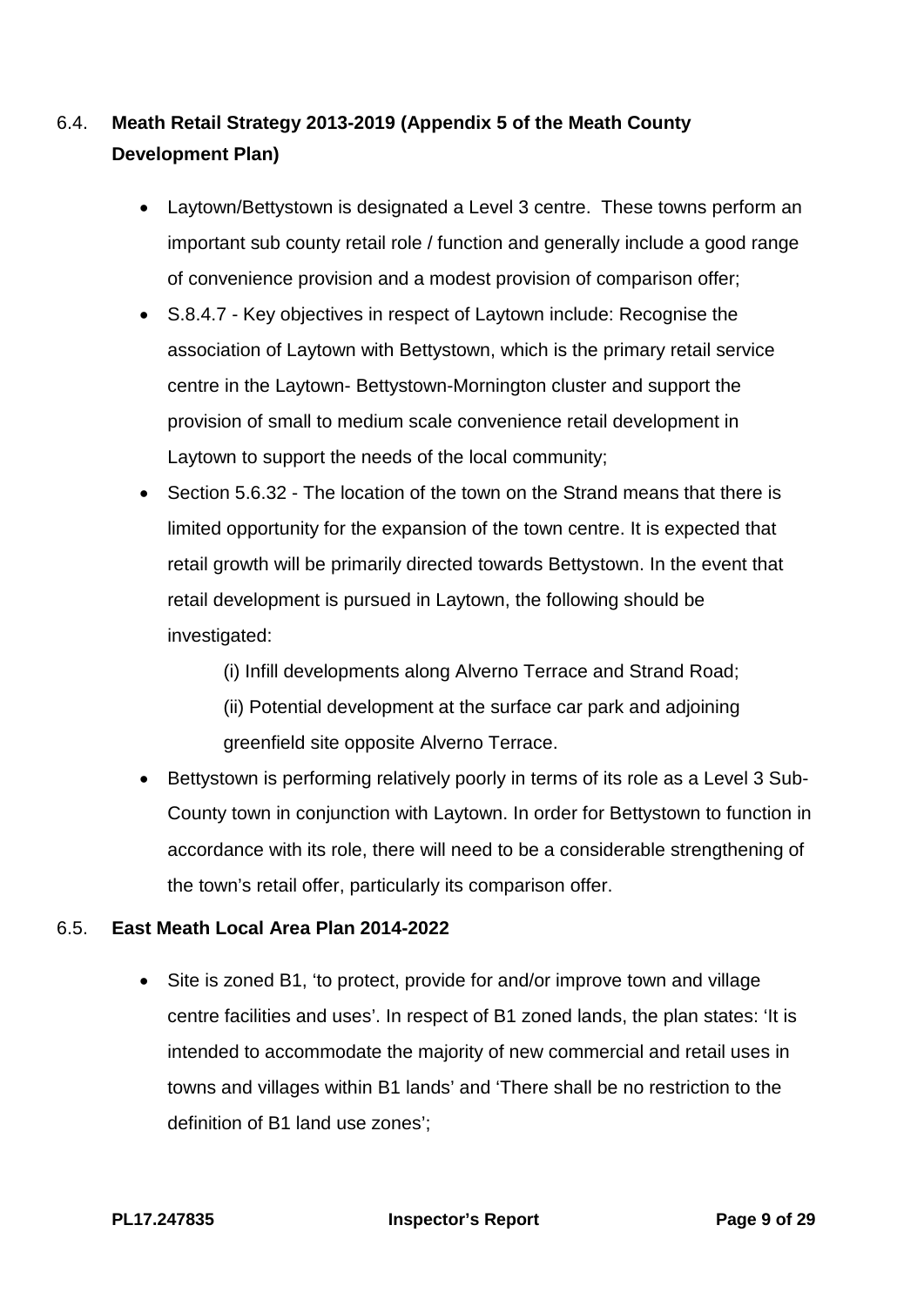## 6.4. Meath Retail Strategy 2013-2019 (Appendix 5 of the Meath County Development Plan)

- Laytown/Bettystown is designated a Level 3 centre. These towns perform an important sub county retail role / function and generally include a good range of convenience provision and a modest provision of comparison offer;
- S.8.4.7 - Key objectives in respect of Laytown include: Recognise the association of Laytown with Bettystown, which is the primary retail service centre in the Laytown- Bettystown-Mornington cluster and support the provision of small to medium scale convenience retail development in Laytown to support the needs of the local community;
- Section 5.6.32 - The location of the town on the Strand means that there is limited opportunity for the expansion of the town centre. It is expected that retail growth will be primarily directed towards Bettystown. In the event that retail development is pursued in Laytown, the following should be investigated:

  (i) Infill developments along Alverno Terrace and Strand Road;

  (ii) Potential development at the surface car park and adjoining greenfield site opposite Alverno Terrace.
- Bettystown is performing relatively poorly in terms of its role as a Level 3 Sub-County town in conjunction with Laytown. In order for Bettystown to function in accordance with its role, there will need to be a considerable strengthening of the town's retail offer, particularly its comparison offer.

## 6.5. East Meath Local Area Plan 2014-2022

- Site is zoned B1, 'to protect, provide for and/or improve town and village centre facilities and uses'. In respect of B1 zoned lands, the plan states: 'It is intended to accommodate the majority of new commercial and retail uses in towns and villages within B1 lands' and 'There shall be no restriction to the definition of B1 land use zones';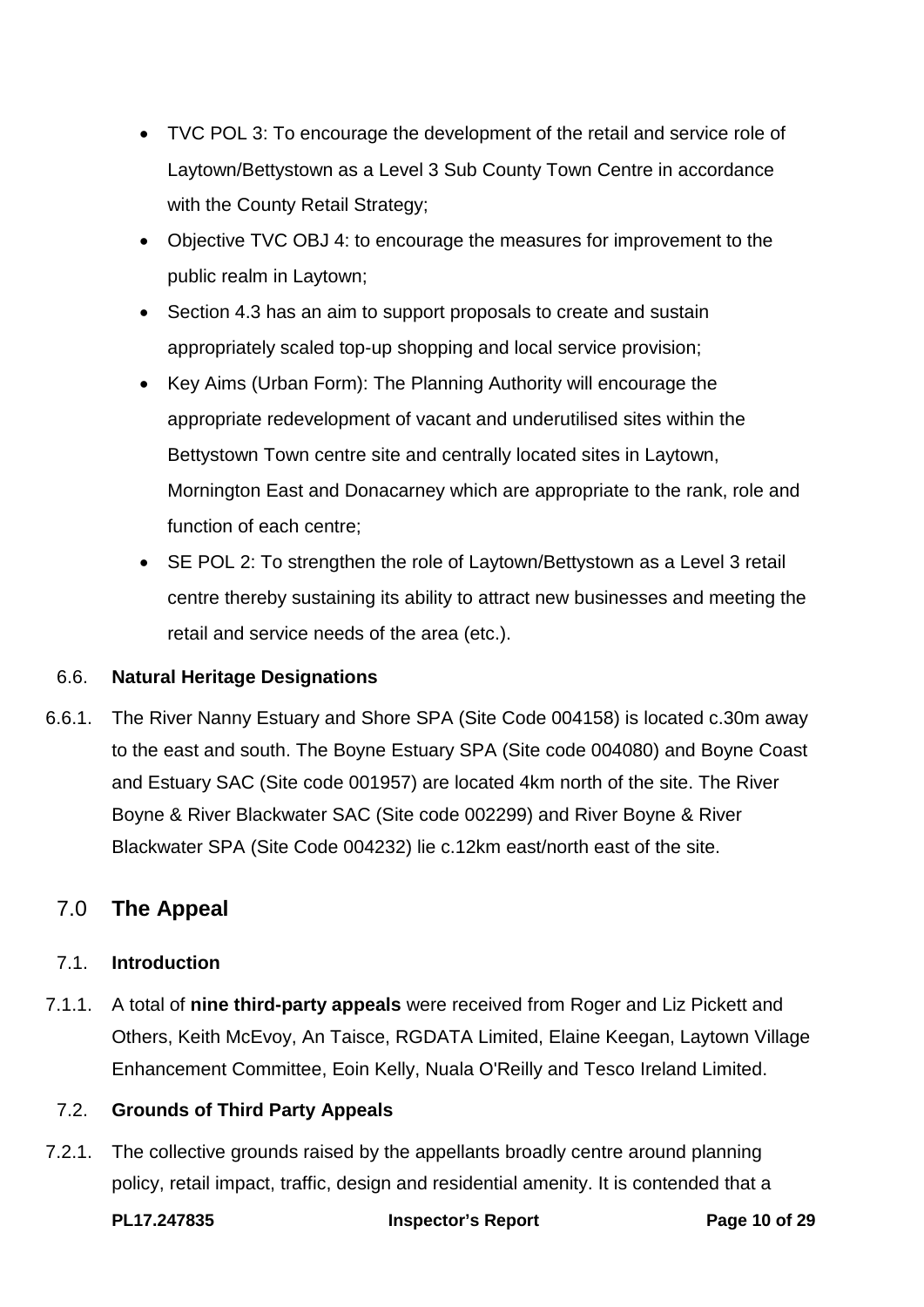- TVC POL 3: To encourage the development of the retail and service role of Laytown/Bettystown as a Level 3 Sub County Town Centre in accordance with the County Retail Strategy;
- Objective TVC OBJ 4: to encourage the measures for improvement to the public realm in Laytown;
- Section 4.3 has an aim to support proposals to create and sustain appropriately scaled top-up shopping and local service provision;
- Key Aims (Urban Form): The Planning Authority will encourage the appropriate redevelopment of vacant and underutilised sites within the Bettystown Town centre site and centrally located sites in Laytown, Mornington East and Donacarney which are appropriate to the rank, role and function of each centre;
- SE POL 2: To strengthen the role of Laytown/Bettystown as a Level 3 retail centre thereby sustaining its ability to attract new businesses and meeting the retail and service needs of the area (etc.).

### 6.6. Natural Heritage Designations

6.6.1. The River Nanny Estuary and Shore SPA (Site Code 004158) is located c.30m away to the east and south. The Boyne Estuary SPA (Site code 004080) and Boyne Coast and Estuary SAC (Site code 001957) are located 4km north of the site. The River Boyne & River Blackwater SAC (Site code 002299) and River Boyne & River Blackwater SPA (Site Code 004232) lie c.12km east/north east of the site.

## 7.0 The Appeal

### 7.1. Introduction

7.1.1. A total of **nine third-party appeals** were received from Roger and Liz Pickett and Others, Keith McEvoy, An Taisce, RGDATA Limited, Elaine Keegan, Laytown Village Enhancement Committee, Eoin Kelly, Nuala O'Reilly and Tesco Ireland Limited.

### 7.2. Grounds of Third Party Appeals

7.2.1. The collective grounds raised by the appellants broadly centre around planning policy, retail impact, traffic, design and residential amenity. It is contended that a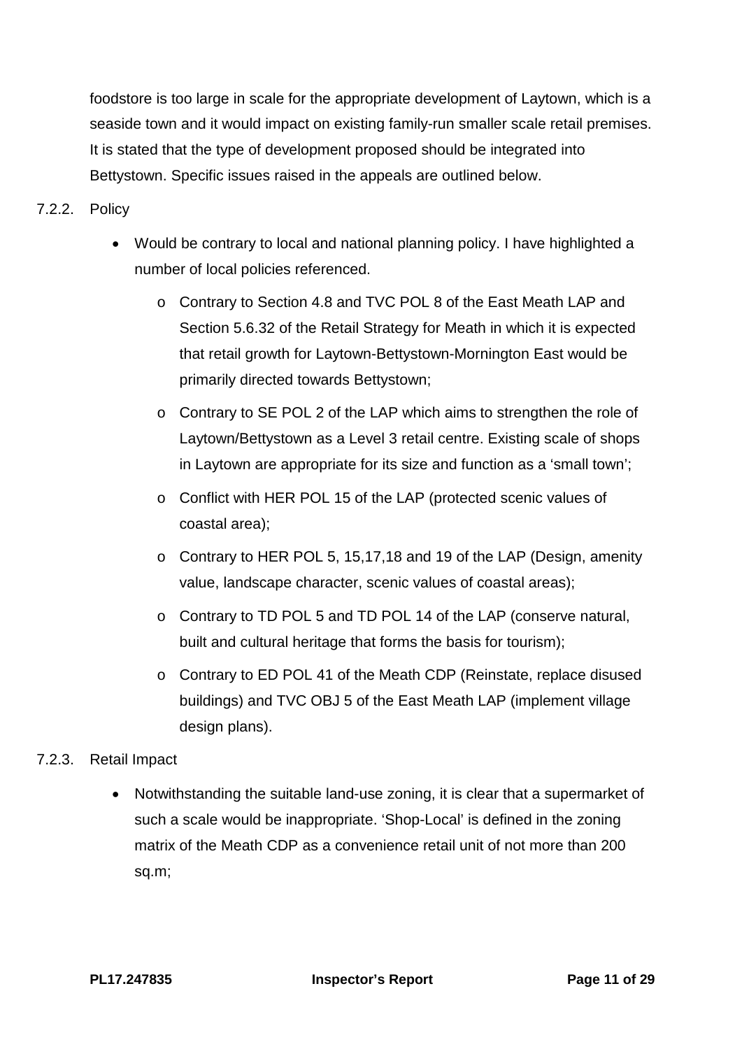foodstore is too large in scale for the appropriate development of Laytown, which is a seaside town and it would impact on existing family-run smaller scale retail premises. It is stated that the type of development proposed should be integrated into Bettystown. Specific issues raised in the appeals are outlined below.

7.2.2. Policy

- Would be contrary to local and national planning policy. I have highlighted a number of local policies referenced.
  - Contrary to Section 4.8 and TVC POL 8 of the East Meath LAP and Section 5.6.32 of the Retail Strategy for Meath in which it is expected that retail growth for Laytown-Bettystown-Mornington East would be primarily directed towards Bettystown;
  - Contrary to SE POL 2 of the LAP which aims to strengthen the role of Laytown/Bettystown as a Level 3 retail centre. Existing scale of shops in Laytown are appropriate for its size and function as a 'small town';
  - Conflict with HER POL 15 of the LAP (protected scenic values of coastal area);
  - Contrary to HER POL 5, 15,17,18 and 19 of the LAP (Design, amenity value, landscape character, scenic values of coastal areas);
  - Contrary to TD POL 5 and TD POL 14 of the LAP (conserve natural, built and cultural heritage that forms the basis for tourism);
  - Contrary to ED POL 41 of the Meath CDP (Reinstate, replace disused buildings) and TVC OBJ 5 of the East Meath LAP (implement village design plans).

7.2.3. Retail Impact

- Notwithstanding the suitable land-use zoning, it is clear that a supermarket of such a scale would be inappropriate. 'Shop-Local' is defined in the zoning matrix of the Meath CDP as a convenience retail unit of not more than 200 sq.m;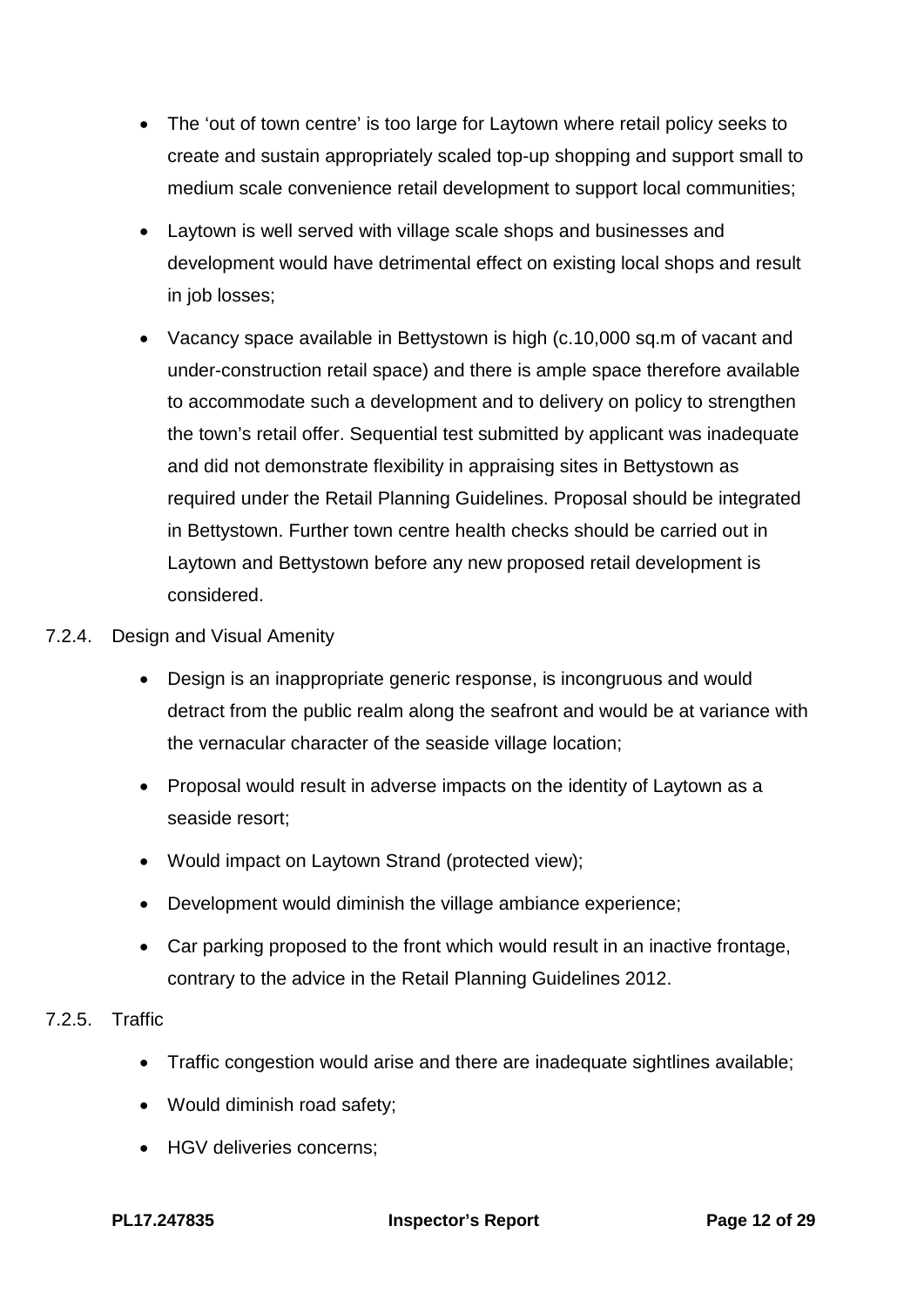- The 'out of town centre' is too large for Laytown where retail policy seeks to create and sustain appropriately scaled top-up shopping and support small to medium scale convenience retail development to support local communities;
- Laytown is well served with village scale shops and businesses and development would have detrimental effect on existing local shops and result in job losses;
- Vacancy space available in Bettystown is high (c.10,000 sq.m of vacant and under-construction retail space) and there is ample space therefore available to accommodate such a development and to delivery on policy to strengthen the town's retail offer. Sequential test submitted by applicant was inadequate and did not demonstrate flexibility in appraising sites in Bettystown as required under the Retail Planning Guidelines. Proposal should be integrated in Bettystown. Further town centre health checks should be carried out in Laytown and Bettystown before any new proposed retail development is considered.

7.2.4. Design and Visual Amenity

- Design is an inappropriate generic response, is incongruous and would detract from the public realm along the seafront and would be at variance with the vernacular character of the seaside village location;
- Proposal would result in adverse impacts on the identity of Laytown as a seaside resort;
- Would impact on Laytown Strand (protected view);
- Development would diminish the village ambiance experience;
- Car parking proposed to the front which would result in an inactive frontage, contrary to the advice in the Retail Planning Guidelines 2012.

7.2.5. Traffic

- Traffic congestion would arise and there are inadequate sightlines available;
- Would diminish road safety;
- HGV deliveries concerns;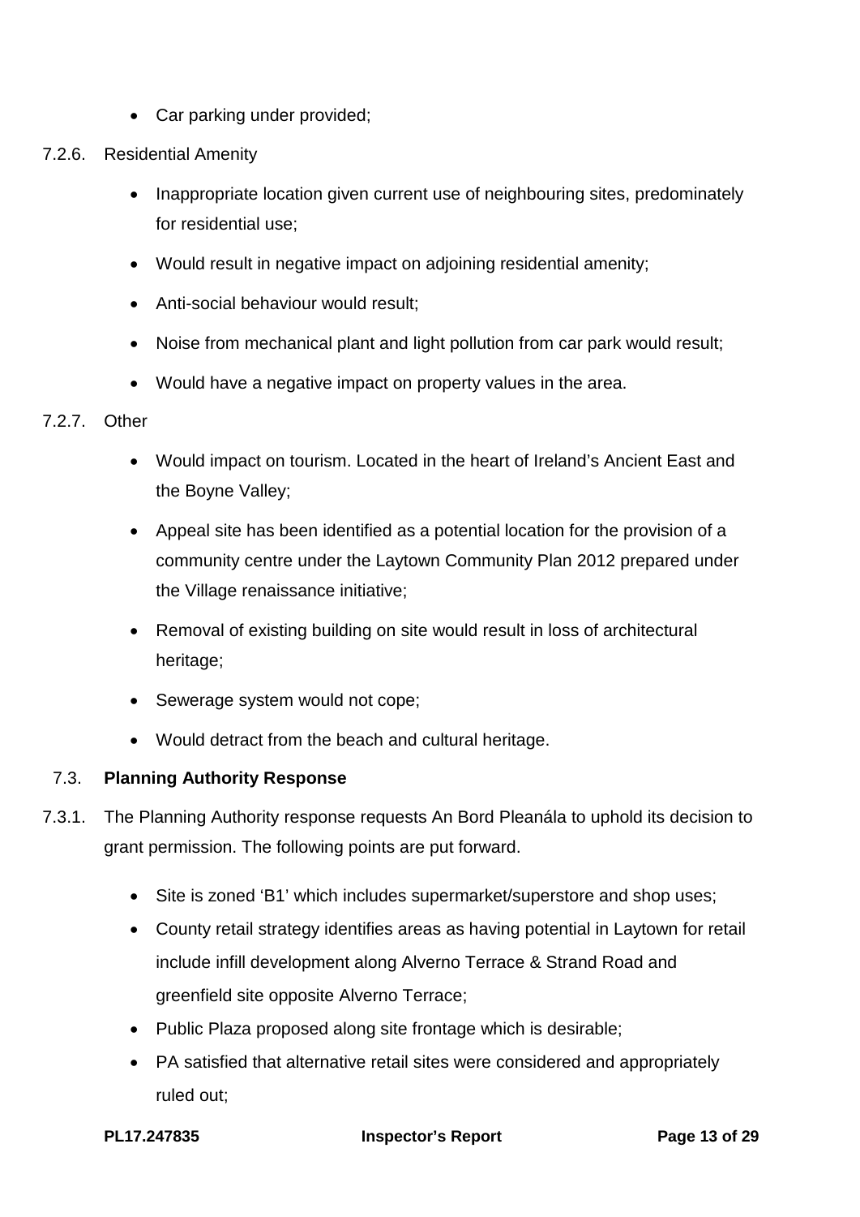- Car parking under provided;

7.2.6. Residential Amenity

- Inappropriate location given current use of neighbouring sites, predominately for residential use;
- Would result in negative impact on adjoining residential amenity;
- Anti-social behaviour would result;
- Noise from mechanical plant and light pollution from car park would result;
- Would have a negative impact on property values in the area.

7.2.7. Other

- Would impact on tourism. Located in the heart of Ireland's Ancient East and the Boyne Valley;
- Appeal site has been identified as a potential location for the provision of a community centre under the Laytown Community Plan 2012 prepared under the Village renaissance initiative;
- Removal of existing building on site would result in loss of architectural heritage;
- Sewerage system would not cope;
- Would detract from the beach and cultural heritage.

### 7.3. Planning Authority Response

7.3.1. The Planning Authority response requests An Bord Pleanála to uphold its decision to grant permission. The following points are put forward.

- Site is zoned 'B1' which includes supermarket/superstore and shop uses;
- County retail strategy identifies areas as having potential in Laytown for retail include infill development along Alverno Terrace & Strand Road and greenfield site opposite Alverno Terrace;
- Public Plaza proposed along site frontage which is desirable;
- PA satisfied that alternative retail sites were considered and appropriately ruled out;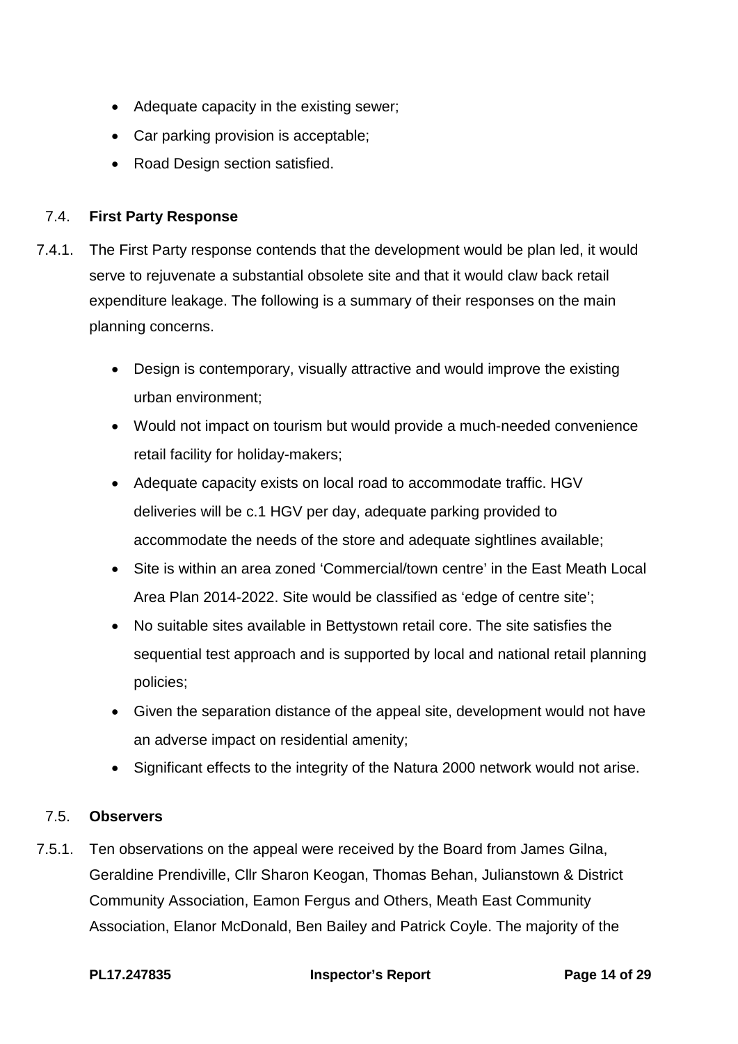- Adequate capacity in the existing sewer;
- Car parking provision is acceptable;
- Road Design section satisfied.

## 7.4. First Party Response

7.4.1. The First Party response contends that the development would be plan led, it would serve to rejuvenate a substantial obsolete site and that it would claw back retail expenditure leakage. The following is a summary of their responses on the main planning concerns.

- Design is contemporary, visually attractive and would improve the existing urban environment;
- Would not impact on tourism but would provide a much-needed convenience retail facility for holiday-makers;
- Adequate capacity exists on local road to accommodate traffic. HGV deliveries will be c.1 HGV per day, adequate parking provided to accommodate the needs of the store and adequate sightlines available;
- Site is within an area zoned 'Commercial/town centre' in the East Meath Local Area Plan 2014-2022. Site would be classified as 'edge of centre site';
- No suitable sites available in Bettystown retail core. The site satisfies the sequential test approach and is supported by local and national retail planning policies;
- Given the separation distance of the appeal site, development would not have an adverse impact on residential amenity;
- Significant effects to the integrity of the Natura 2000 network would not arise.

## 7.5. Observers

7.5.1. Ten observations on the appeal were received by the Board from James Gilna, Geraldine Prendiville, Cllr Sharon Keogan, Thomas Behan, Julianstown & District Community Association, Eamon Fergus and Others, Meath East Community Association, Elanor McDonald, Ben Bailey and Patrick Coyle. The majority of the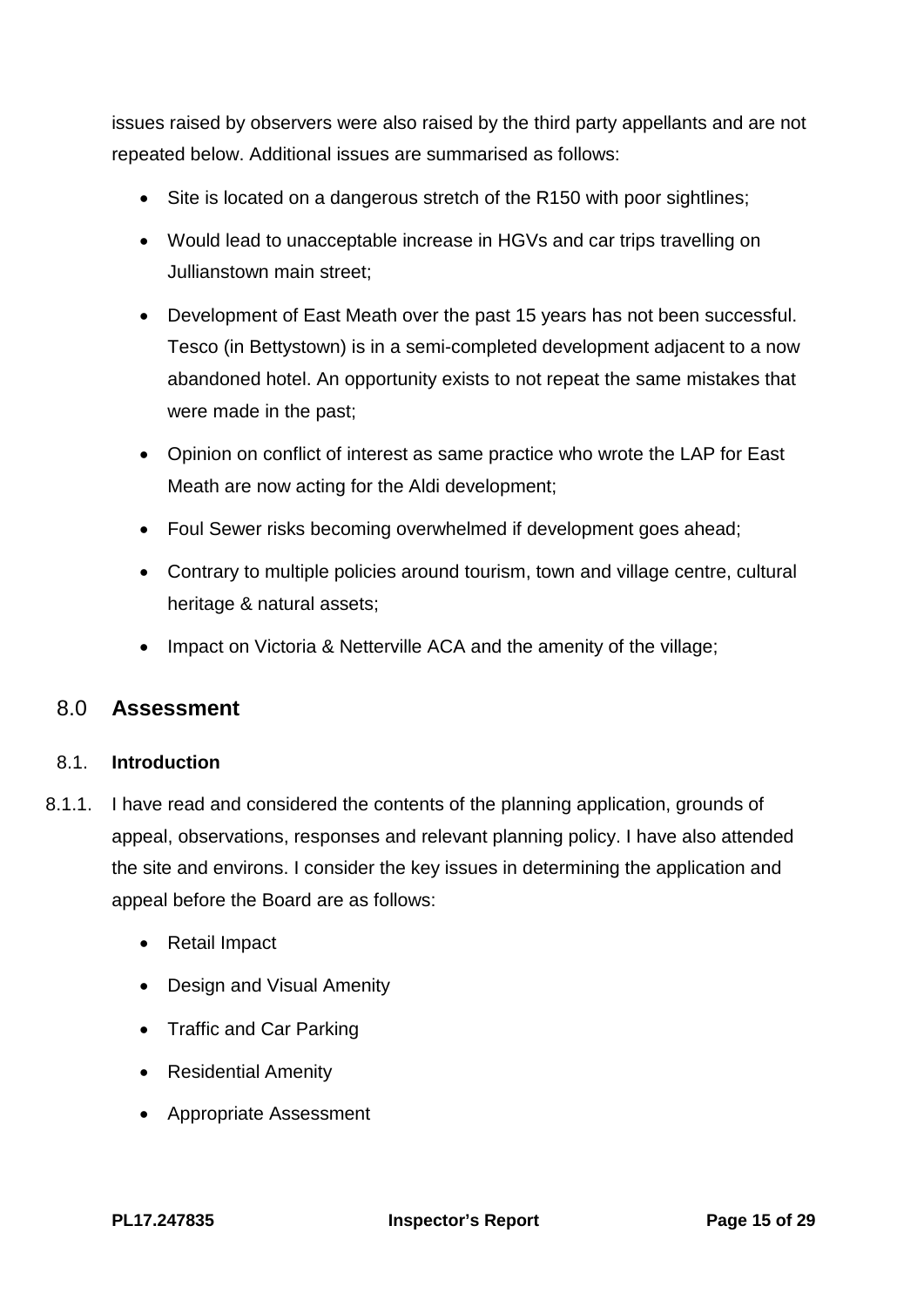issues raised by observers were also raised by the third party appellants and are not repeated below. Additional issues are summarised as follows:

- Site is located on a dangerous stretch of the R150 with poor sightlines;
- Would lead to unacceptable increase in HGVs and car trips travelling on Jullianstown main street;
- Development of East Meath over the past 15 years has not been successful. Tesco (in Bettystown) is in a semi-completed development adjacent to a now abandoned hotel. An opportunity exists to not repeat the same mistakes that were made in the past;
- Opinion on conflict of interest as same practice who wrote the LAP for East Meath are now acting for the Aldi development;
- Foul Sewer risks becoming overwhelmed if development goes ahead;
- Contrary to multiple policies around tourism, town and village centre, cultural heritage & natural assets;
- Impact on Victoria & Netterville ACA and the amenity of the village;

## 8.0 Assessment

### 8.1. Introduction

8.1.1. I have read and considered the contents of the planning application, grounds of appeal, observations, responses and relevant planning policy. I have also attended the site and environs. I consider the key issues in determining the application and appeal before the Board are as follows:

- Retail Impact
- Design and Visual Amenity
- Traffic and Car Parking
- Residential Amenity
- Appropriate Assessment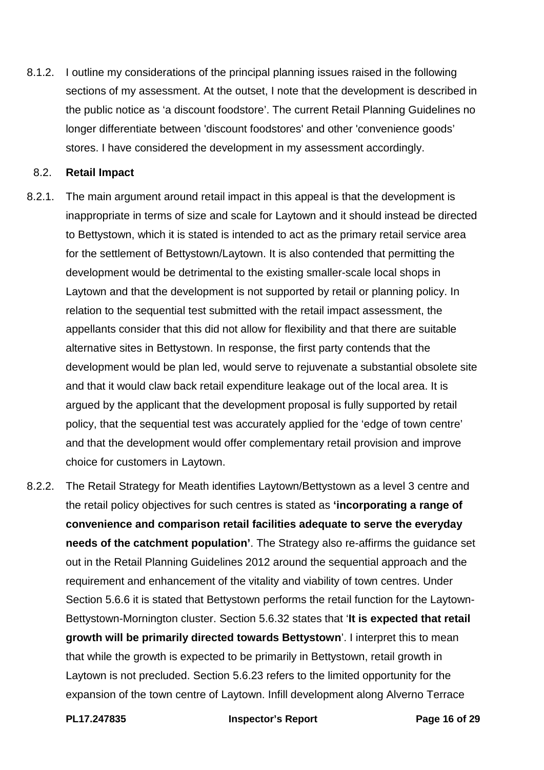8.1.2. I outline my considerations of the principal planning issues raised in the following sections of my assessment. At the outset, I note that the development is described in the public notice as 'a discount foodstore'. The current Retail Planning Guidelines no longer differentiate between 'discount foodstores' and other 'convenience goods' stores. I have considered the development in my assessment accordingly.

## 8.2. Retail Impact

8.2.1. The main argument around retail impact in this appeal is that the development is inappropriate in terms of size and scale for Laytown and it should instead be directed to Bettystown, which it is stated is intended to act as the primary retail service area for the settlement of Bettystown/Laytown. It is also contended that permitting the development would be detrimental to the existing smaller-scale local shops in Laytown and that the development is not supported by retail or planning policy. In relation to the sequential test submitted with the retail impact assessment, the appellants consider that this did not allow for flexibility and that there are suitable alternative sites in Bettystown. In response, the first party contends that the development would be plan led, would serve to rejuvenate a substantial obsolete site and that it would claw back retail expenditure leakage out of the local area. It is argued by the applicant that the development proposal is fully supported by retail policy, that the sequential test was accurately applied for the 'edge of town centre' and that the development would offer complementary retail provision and improve choice for customers in Laytown.

8.2.2. The Retail Strategy for Meath identifies Laytown/Bettystown as a level 3 centre and the retail policy objectives for such centres is stated as **'incorporating a range of convenience and comparison retail facilities adequate to serve the everyday needs of the catchment population'**. The Strategy also re-affirms the guidance set out in the Retail Planning Guidelines 2012 around the sequential approach and the requirement and enhancement of the vitality and viability of town centres. Under Section 5.6.6 it is stated that Bettystown performs the retail function for the Laytown-Bettystown-Mornington cluster. Section 5.6.32 states that '**It is expected that retail growth will be primarily directed towards Bettystown**'. I interpret this to mean that while the growth is expected to be primarily in Bettystown, retail growth in Laytown is not precluded. Section 5.6.23 refers to the limited opportunity for the expansion of the town centre of Laytown. Infill development along Alverno Terrace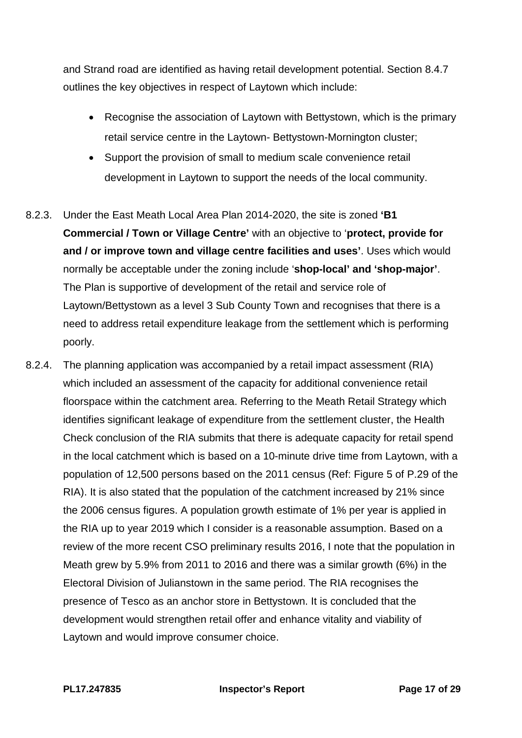and Strand road are identified as having retail development potential. Section 8.4.7 outlines the key objectives in respect of Laytown which include:

- Recognise the association of Laytown with Bettystown, which is the primary retail service centre in the Laytown- Bettystown-Mornington cluster;
- Support the provision of small to medium scale convenience retail development in Laytown to support the needs of the local community.

8.2.3. Under the East Meath Local Area Plan 2014-2020, the site is zoned **'B1 Commercial / Town or Village Centre'** with an objective to '**protect, provide for and / or improve town and village centre facilities and uses'**. Uses which would normally be acceptable under the zoning include '**shop-local' and 'shop-major'**. The Plan is supportive of development of the retail and service role of Laytown/Bettystown as a level 3 Sub County Town and recognises that there is a need to address retail expenditure leakage from the settlement which is performing poorly.

8.2.4. The planning application was accompanied by a retail impact assessment (RIA) which included an assessment of the capacity for additional convenience retail floorspace within the catchment area. Referring to the Meath Retail Strategy which identifies significant leakage of expenditure from the settlement cluster, the Health Check conclusion of the RIA submits that there is adequate capacity for retail spend in the local catchment which is based on a 10-minute drive time from Laytown, with a population of 12,500 persons based on the 2011 census (Ref: Figure 5 of P.29 of the RIA). It is also stated that the population of the catchment increased by 21% since the 2006 census figures. A population growth estimate of 1% per year is applied in the RIA up to year 2019 which I consider is a reasonable assumption. Based on a review of the more recent CSO preliminary results 2016, I note that the population in Meath grew by 5.9% from 2011 to 2016 and there was a similar growth (6%) in the Electoral Division of Julianstown in the same period. The RIA recognises the presence of Tesco as an anchor store in Bettystown. It is concluded that the development would strengthen retail offer and enhance vitality and viability of Laytown and would improve consumer choice.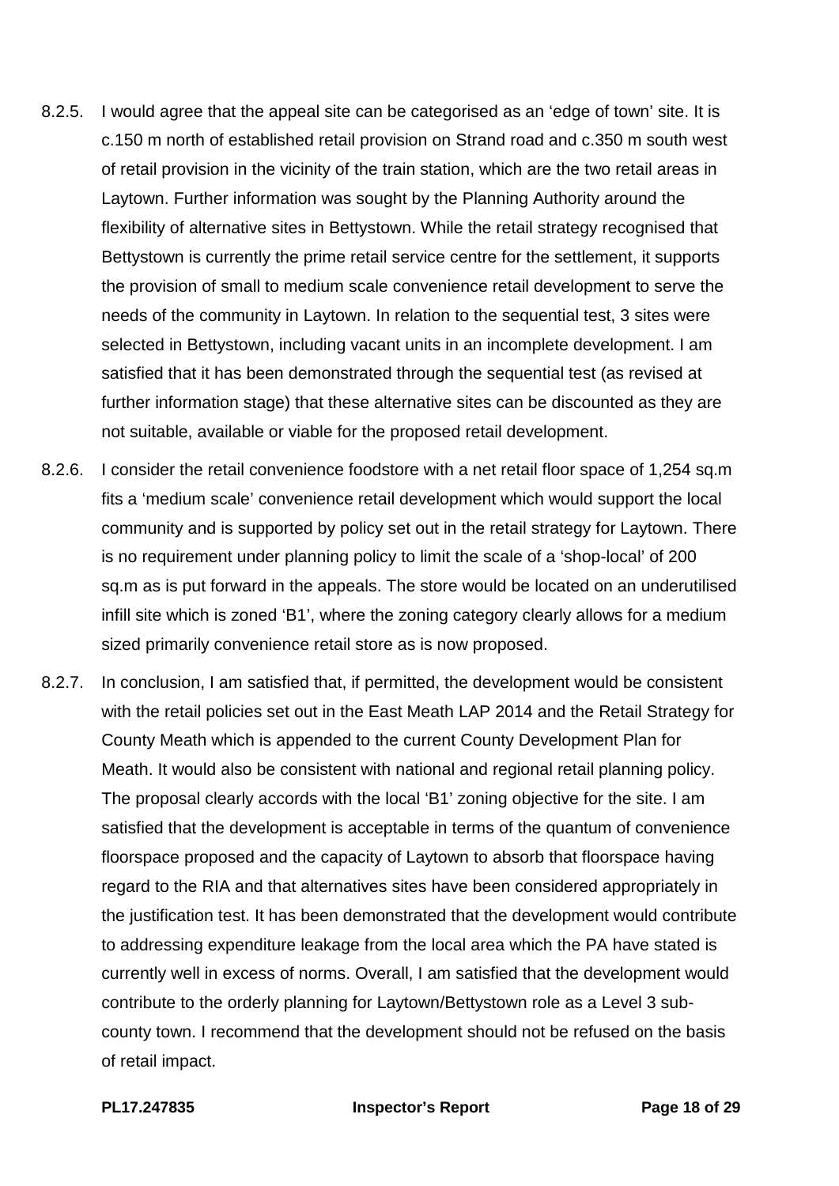8.2.5. I would agree that the appeal site can be categorised as an 'edge of town' site. It is c.150 m north of established retail provision on Strand road and c.350 m south west of retail provision in the vicinity of the train station, which are the two retail areas in Laytown. Further information was sought by the Planning Authority around the flexibility of alternative sites in Bettystown. While the retail strategy recognised that Bettystown is currently the prime retail service centre for the settlement, it supports the provision of small to medium scale convenience retail development to serve the needs of the community in Laytown. In relation to the sequential test, 3 sites were selected in Bettystown, including vacant units in an incomplete development. I am satisfied that it has been demonstrated through the sequential test (as revised at further information stage) that these alternative sites can be discounted as they are not suitable, available or viable for the proposed retail development.

8.2.6. I consider the retail convenience foodstore with a net retail floor space of 1,254 sq.m fits a 'medium scale' convenience retail development which would support the local community and is supported by policy set out in the retail strategy for Laytown. There is no requirement under planning policy to limit the scale of a 'shop-local' of 200 sq.m as is put forward in the appeals. The store would be located on an underutilised infill site which is zoned 'B1', where the zoning category clearly allows for a medium sized primarily convenience retail store as is now proposed.

8.2.7. In conclusion, I am satisfied that, if permitted, the development would be consistent with the retail policies set out in the East Meath LAP 2014 and the Retail Strategy for County Meath which is appended to the current County Development Plan for Meath. It would also be consistent with national and regional retail planning policy. The proposal clearly accords with the local 'B1' zoning objective for the site. I am satisfied that the development is acceptable in terms of the quantum of convenience floorspace proposed and the capacity of Laytown to absorb that floorspace having regard to the RIA and that alternatives sites have been considered appropriately in the justification test. It has been demonstrated that the development would contribute to addressing expenditure leakage from the local area which the PA have stated is currently well in excess of norms. Overall, I am satisfied that the development would contribute to the orderly planning for Laytown/Bettystown role as a Level 3 sub-county town. I recommend that the development should not be refused on the basis of retail impact.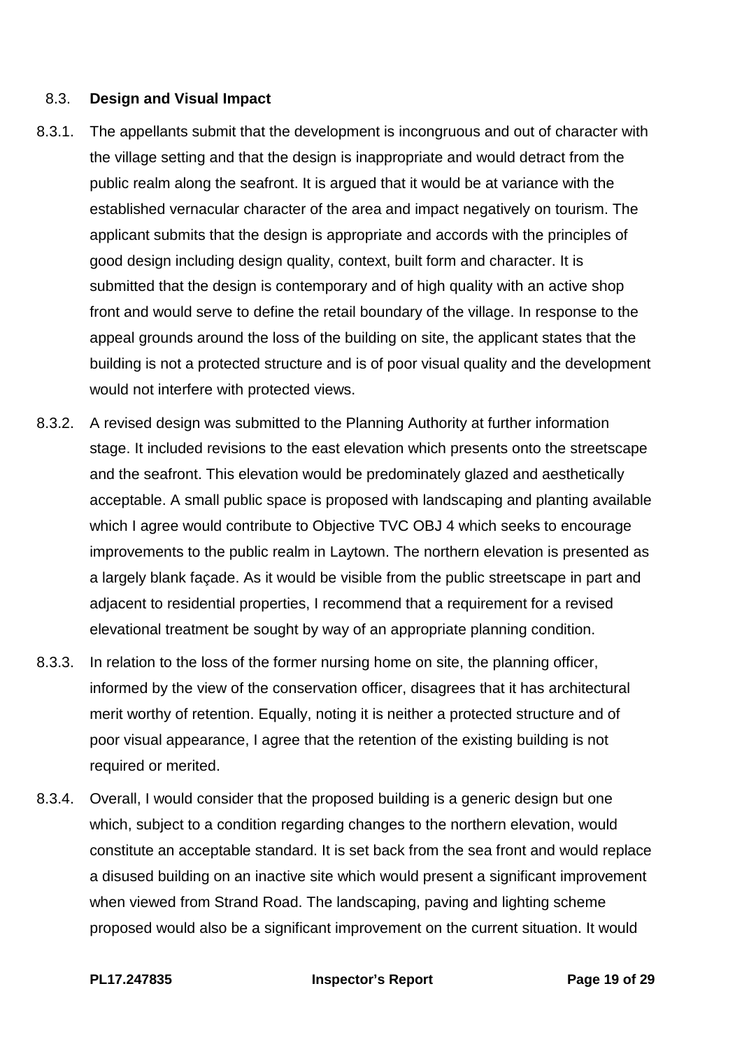### 8.3. **Design and Visual Impact**

8.3.1. The appellants submit that the development is incongruous and out of character with the village setting and that the design is inappropriate and would detract from the public realm along the seafront. It is argued that it would be at variance with the established vernacular character of the area and impact negatively on tourism. The applicant submits that the design is appropriate and accords with the principles of good design including design quality, context, built form and character. It is submitted that the design is contemporary and of high quality with an active shop front and would serve to define the retail boundary of the village. In response to the appeal grounds around the loss of the building on site, the applicant states that the building is not a protected structure and is of poor visual quality and the development would not interfere with protected views.

8.3.2. A revised design was submitted to the Planning Authority at further information stage. It included revisions to the east elevation which presents onto the streetscape and the seafront. This elevation would be predominately glazed and aesthetically acceptable. A small public space is proposed with landscaping and planting available which I agree would contribute to Objective TVC OBJ 4 which seeks to encourage improvements to the public realm in Laytown. The northern elevation is presented as a largely blank façade. As it would be visible from the public streetscape in part and adjacent to residential properties, I recommend that a requirement for a revised elevational treatment be sought by way of an appropriate planning condition.

8.3.3. In relation to the loss of the former nursing home on site, the planning officer, informed by the view of the conservation officer, disagrees that it has architectural merit worthy of retention. Equally, noting it is neither a protected structure and of poor visual appearance, I agree that the retention of the existing building is not required or merited.

8.3.4. Overall, I would consider that the proposed building is a generic design but one which, subject to a condition regarding changes to the northern elevation, would constitute an acceptable standard. It is set back from the sea front and would replace a disused building on an inactive site which would present a significant improvement when viewed from Strand Road. The landscaping, paving and lighting scheme proposed would also be a significant improvement on the current situation. It would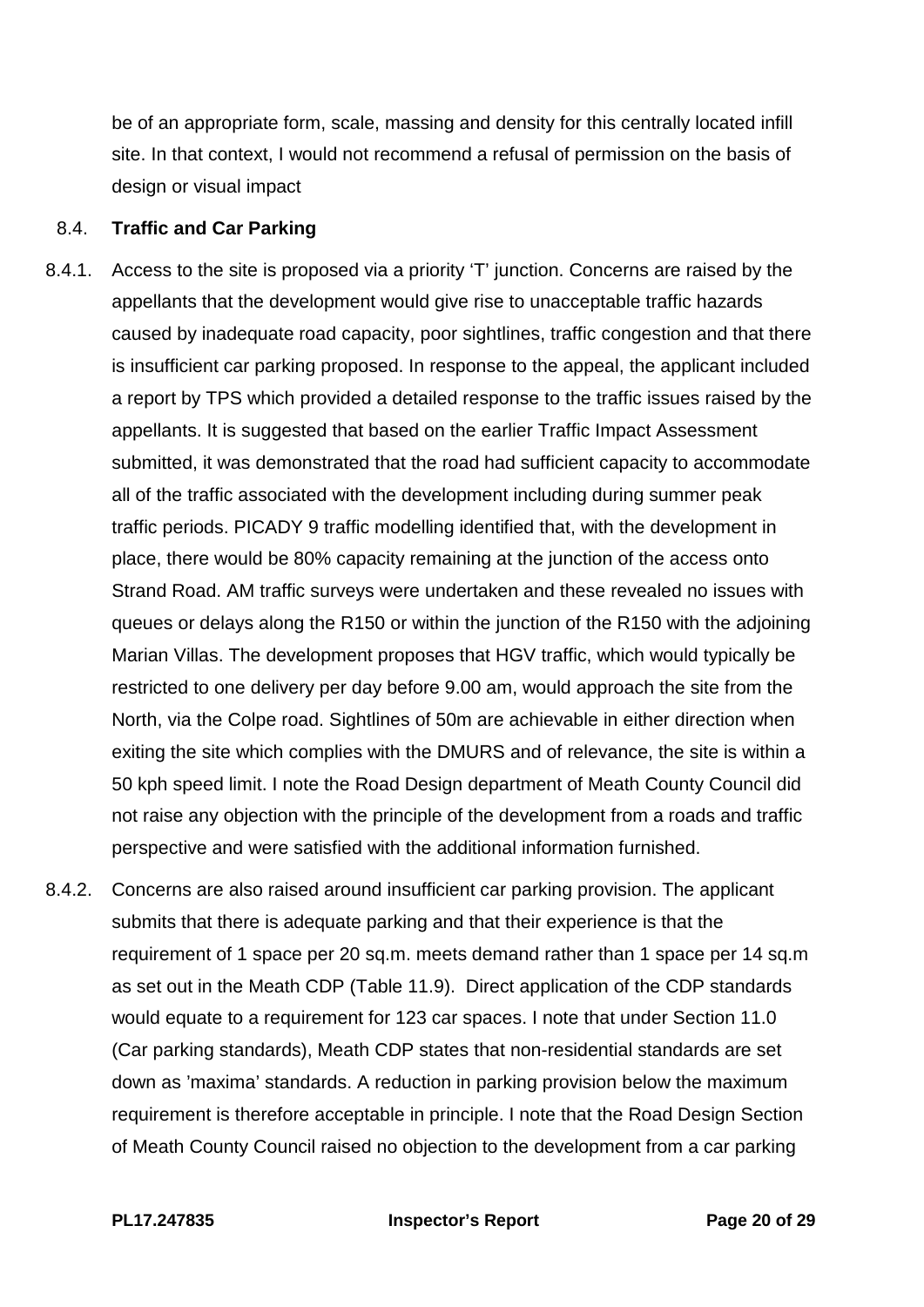be of an appropriate form, scale, massing and density for this centrally located infill site. In that context, I would not recommend a refusal of permission on the basis of design or visual impact

## 8.4. Traffic and Car Parking

8.4.1. Access to the site is proposed via a priority 'T' junction. Concerns are raised by the appellants that the development would give rise to unacceptable traffic hazards caused by inadequate road capacity, poor sightlines, traffic congestion and that there is insufficient car parking proposed. In response to the appeal, the applicant included a report by TPS which provided a detailed response to the traffic issues raised by the appellants. It is suggested that based on the earlier Traffic Impact Assessment submitted, it was demonstrated that the road had sufficient capacity to accommodate all of the traffic associated with the development including during summer peak traffic periods. PICADY 9 traffic modelling identified that, with the development in place, there would be 80% capacity remaining at the junction of the access onto Strand Road. AM traffic surveys were undertaken and these revealed no issues with queues or delays along the R150 or within the junction of the R150 with the adjoining Marian Villas. The development proposes that HGV traffic, which would typically be restricted to one delivery per day before 9.00 am, would approach the site from the North, via the Colpe road. Sightlines of 50m are achievable in either direction when exiting the site which complies with the DMURS and of relevance, the site is within a 50 kph speed limit. I note the Road Design department of Meath County Council did not raise any objection with the principle of the development from a roads and traffic perspective and were satisfied with the additional information furnished.

8.4.2. Concerns are also raised around insufficient car parking provision. The applicant submits that there is adequate parking and that their experience is that the requirement of 1 space per 20 sq.m. meets demand rather than 1 space per 14 sq.m as set out in the Meath CDP (Table 11.9). Direct application of the CDP standards would equate to a requirement for 123 car spaces. I note that under Section 11.0 (Car parking standards), Meath CDP states that non-residential standards are set down as 'maxima' standards. A reduction in parking provision below the maximum requirement is therefore acceptable in principle. I note that the Road Design Section of Meath County Council raised no objection to the development from a car parking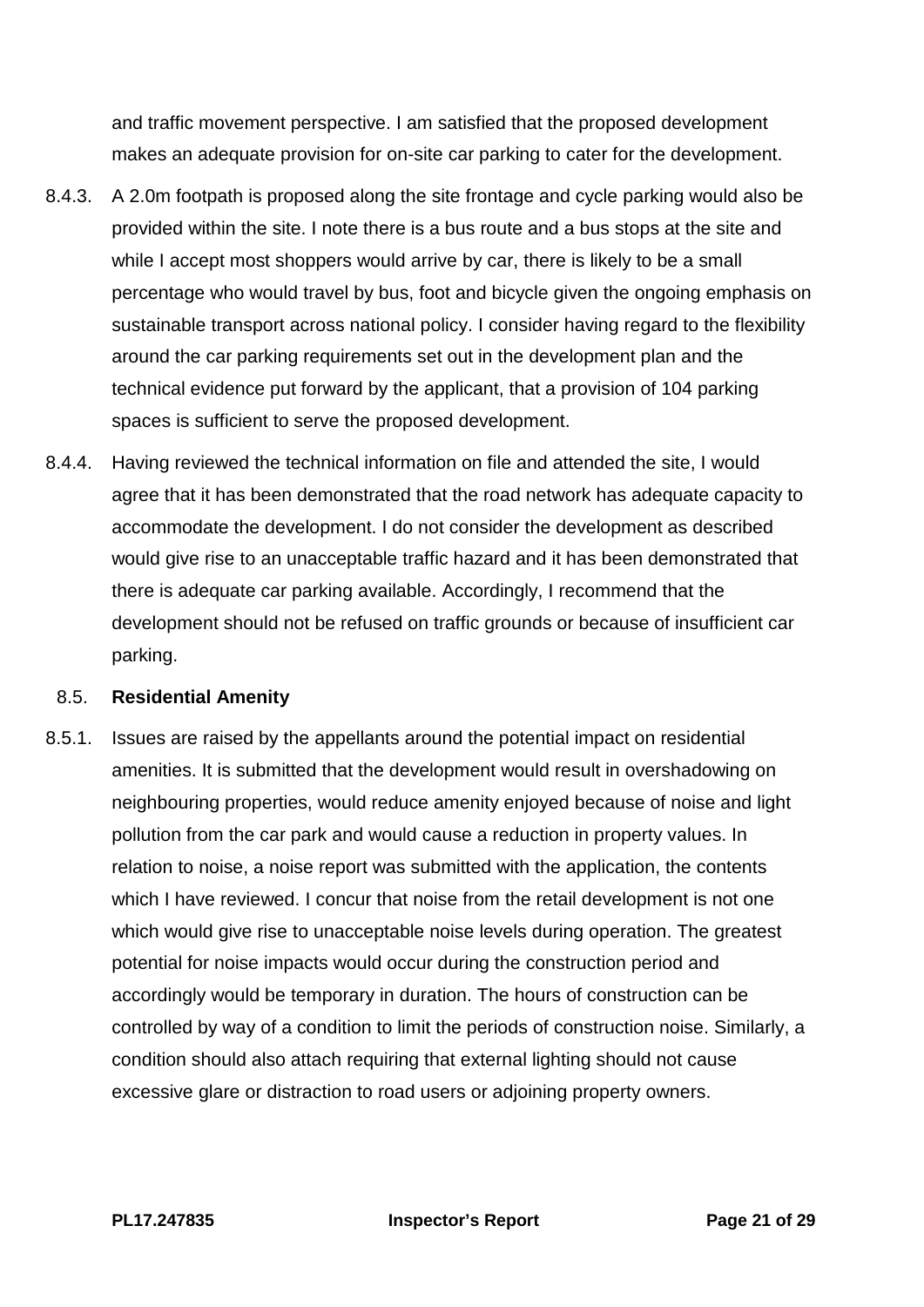and traffic movement perspective. I am satisfied that the proposed development makes an adequate provision for on-site car parking to cater for the development.

8.4.3. A 2.0m footpath is proposed along the site frontage and cycle parking would also be provided within the site. I note there is a bus route and a bus stops at the site and while I accept most shoppers would arrive by car, there is likely to be a small percentage who would travel by bus, foot and bicycle given the ongoing emphasis on sustainable transport across national policy. I consider having regard to the flexibility around the car parking requirements set out in the development plan and the technical evidence put forward by the applicant, that a provision of 104 parking spaces is sufficient to serve the proposed development.

8.4.4. Having reviewed the technical information on file and attended the site, I would agree that it has been demonstrated that the road network has adequate capacity to accommodate the development. I do not consider the development as described would give rise to an unacceptable traffic hazard and it has been demonstrated that there is adequate car parking available. Accordingly, I recommend that the development should not be refused on traffic grounds or because of insufficient car parking.

### 8.5. Residential Amenity

8.5.1. Issues are raised by the appellants around the potential impact on residential amenities. It is submitted that the development would result in overshadowing on neighbouring properties, would reduce amenity enjoyed because of noise and light pollution from the car park and would cause a reduction in property values. In relation to noise, a noise report was submitted with the application, the contents which I have reviewed. I concur that noise from the retail development is not one which would give rise to unacceptable noise levels during operation. The greatest potential for noise impacts would occur during the construction period and accordingly would be temporary in duration. The hours of construction can be controlled by way of a condition to limit the periods of construction noise. Similarly, a condition should also attach requiring that external lighting should not cause excessive glare or distraction to road users or adjoining property owners.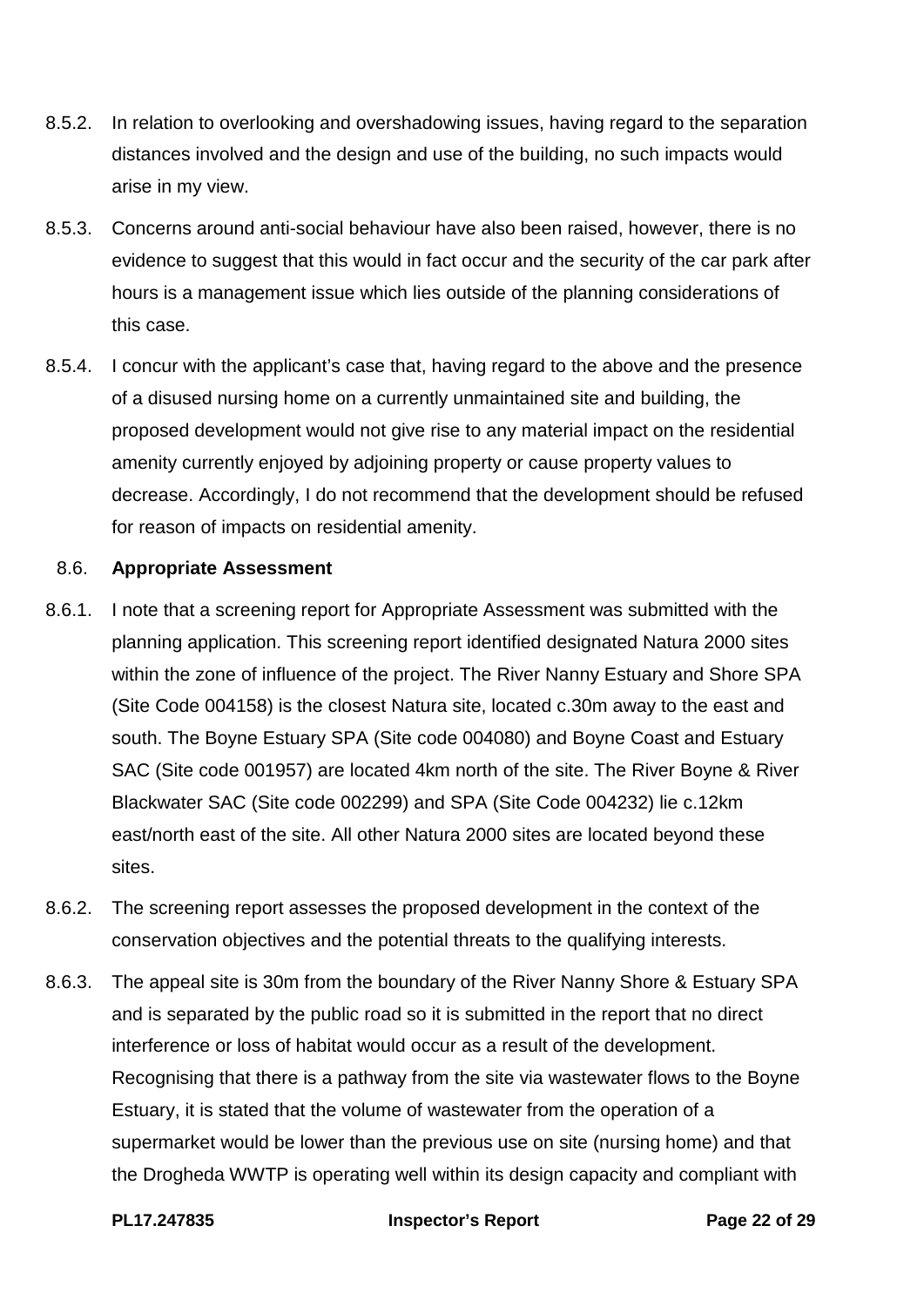8.5.2. In relation to overlooking and overshadowing issues, having regard to the separation distances involved and the design and use of the building, no such impacts would arise in my view.

8.5.3. Concerns around anti-social behaviour have also been raised, however, there is no evidence to suggest that this would in fact occur and the security of the car park after hours is a management issue which lies outside of the planning considerations of this case.

8.5.4. I concur with the applicant's case that, having regard to the above and the presence of a disused nursing home on a currently unmaintained site and building, the proposed development would not give rise to any material impact on the residential amenity currently enjoyed by adjoining property or cause property values to decrease. Accordingly, I do not recommend that the development should be refused for reason of impacts on residential amenity.

## 8.6. Appropriate Assessment

8.6.1. I note that a screening report for Appropriate Assessment was submitted with the planning application. This screening report identified designated Natura 2000 sites within the zone of influence of the project. The River Nanny Estuary and Shore SPA (Site Code 004158) is the closest Natura site, located c.30m away to the east and south. The Boyne Estuary SPA (Site code 004080) and Boyne Coast and Estuary SAC (Site code 001957) are located 4km north of the site. The River Boyne & River Blackwater SAC (Site code 002299) and SPA (Site Code 004232) lie c.12km east/north east of the site. All other Natura 2000 sites are located beyond these sites.

8.6.2. The screening report assesses the proposed development in the context of the conservation objectives and the potential threats to the qualifying interests.

8.6.3. The appeal site is 30m from the boundary of the River Nanny Shore & Estuary SPA and is separated by the public road so it is submitted in the report that no direct interference or loss of habitat would occur as a result of the development. Recognising that there is a pathway from the site via wastewater flows to the Boyne Estuary, it is stated that the volume of wastewater from the operation of a supermarket would be lower than the previous use on site (nursing home) and that the Drogheda WWTP is operating well within its design capacity and compliant with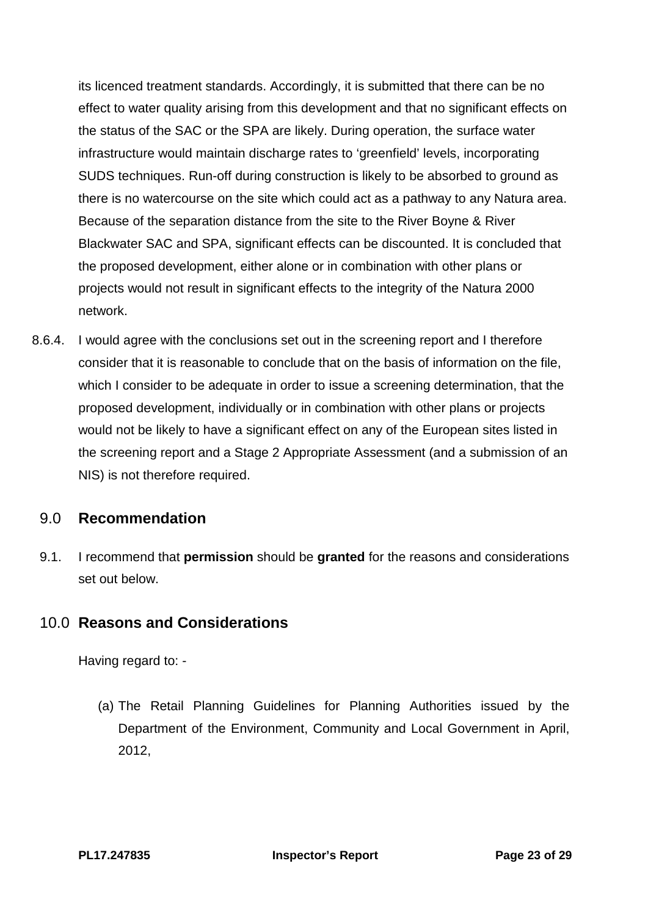its licenced treatment standards. Accordingly, it is submitted that there can be no effect to water quality arising from this development and that no significant effects on the status of the SAC or the SPA are likely. During operation, the surface water infrastructure would maintain discharge rates to 'greenfield' levels, incorporating SUDS techniques. Run-off during construction is likely to be absorbed to ground as there is no watercourse on the site which could act as a pathway to any Natura area. Because of the separation distance from the site to the River Boyne & River Blackwater SAC and SPA, significant effects can be discounted. It is concluded that the proposed development, either alone or in combination with other plans or projects would not result in significant effects to the integrity of the Natura 2000 network.

8.6.4. I would agree with the conclusions set out in the screening report and I therefore consider that it is reasonable to conclude that on the basis of information on the file, which I consider to be adequate in order to issue a screening determination, that the proposed development, individually or in combination with other plans or projects would not be likely to have a significant effect on any of the European sites listed in the screening report and a Stage 2 Appropriate Assessment (and a submission of an NIS) is not therefore required.

## 9.0 Recommendation

9.1. I recommend that **permission** should be **granted** for the reasons and considerations set out below.

## 10.0 Reasons and Considerations

Having regard to: -

(a) The Retail Planning Guidelines for Planning Authorities issued by the Department of the Environment, Community and Local Government in April, 2012,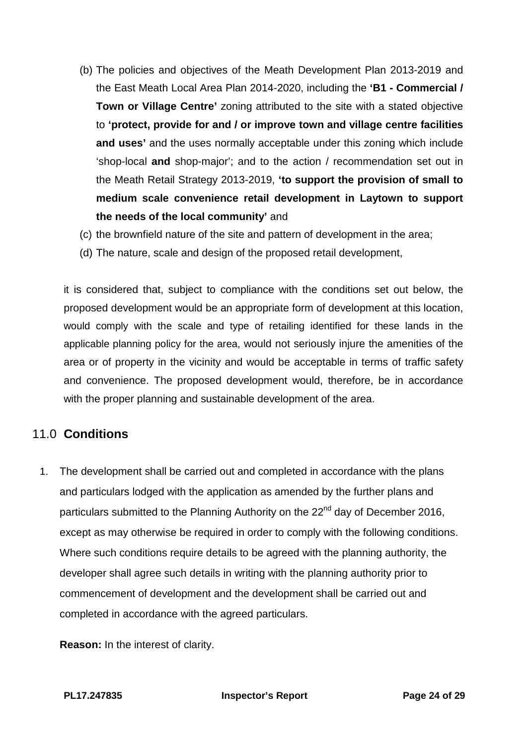(b) The policies and objectives of the Meath Development Plan 2013-2019 and the East Meath Local Area Plan 2014-2020, including the **'B1 - Commercial / Town or Village Centre'** zoning attributed to the site with a stated objective to **'protect, provide for and / or improve town and village centre facilities and uses'** and the uses normally acceptable under this zoning which include 'shop-local **and** shop-major'; and to the action / recommendation set out in the Meath Retail Strategy 2013-2019, **'to support the provision of small to medium scale convenience retail development in Laytown to support the needs of the local community'** and

(c) the brownfield nature of the site and pattern of development in the area;

(d) The nature, scale and design of the proposed retail development,

it is considered that, subject to compliance with the conditions set out below, the proposed development would be an appropriate form of development at this location, would comply with the scale and type of retailing identified for these lands in the applicable planning policy for the area, would not seriously injure the amenities of the area or of property in the vicinity and would be acceptable in terms of traffic safety and convenience. The proposed development would, therefore, be in accordance with the proper planning and sustainable development of the area.

## 11.0 Conditions

1. The development shall be carried out and completed in accordance with the plans and particulars lodged with the application as amended by the further plans and particulars submitted to the Planning Authority on the 22nd day of December 2016, except as may otherwise be required in order to comply with the following conditions. Where such conditions require details to be agreed with the planning authority, the developer shall agree such details in writing with the planning authority prior to commencement of development and the development shall be carried out and completed in accordance with the agreed particulars.

   **Reason:** In the interest of clarity.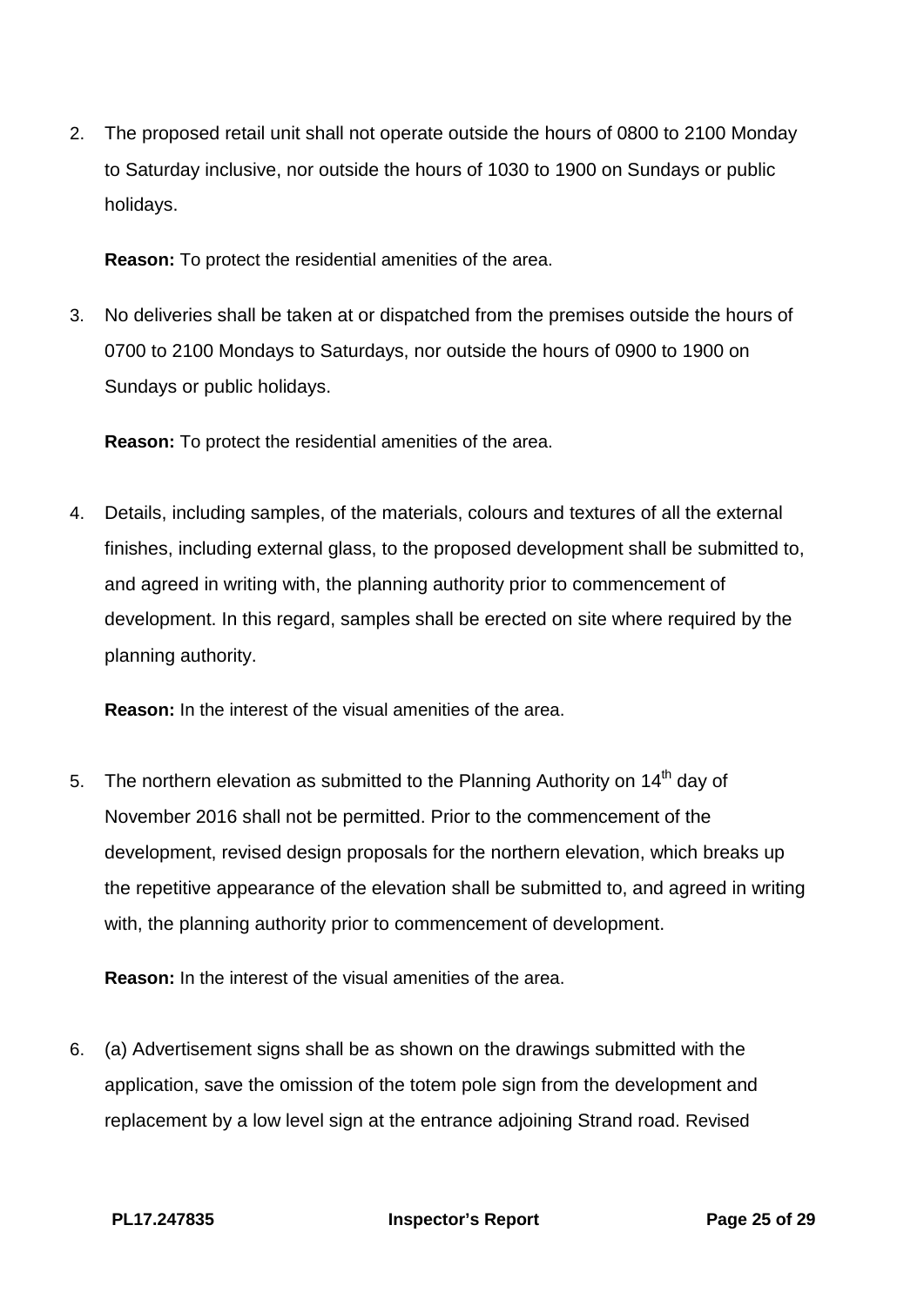2. The proposed retail unit shall not operate outside the hours of 0800 to 2100 Monday to Saturday inclusive, nor outside the hours of 1030 to 1900 on Sundays or public holidays.

   **Reason:** To protect the residential amenities of the area.

3. No deliveries shall be taken at or dispatched from the premises outside the hours of 0700 to 2100 Mondays to Saturdays, nor outside the hours of 0900 to 1900 on Sundays or public holidays.

   **Reason:** To protect the residential amenities of the area.

4. Details, including samples, of the materials, colours and textures of all the external finishes, including external glass, to the proposed development shall be submitted to, and agreed in writing with, the planning authority prior to commencement of development. In this regard, samples shall be erected on site where required by the planning authority.

   **Reason:** In the interest of the visual amenities of the area.

5. The northern elevation as submitted to the Planning Authority on 14th day of November 2016 shall not be permitted. Prior to the commencement of the development, revised design proposals for the northern elevation, which breaks up the repetitive appearance of the elevation shall be submitted to, and agreed in writing with, the planning authority prior to commencement of development.

   **Reason:** In the interest of the visual amenities of the area.

6. (a) Advertisement signs shall be as shown on the drawings submitted with the application, save the omission of the totem pole sign from the development and replacement by a low level sign at the entrance adjoining Strand road. Revised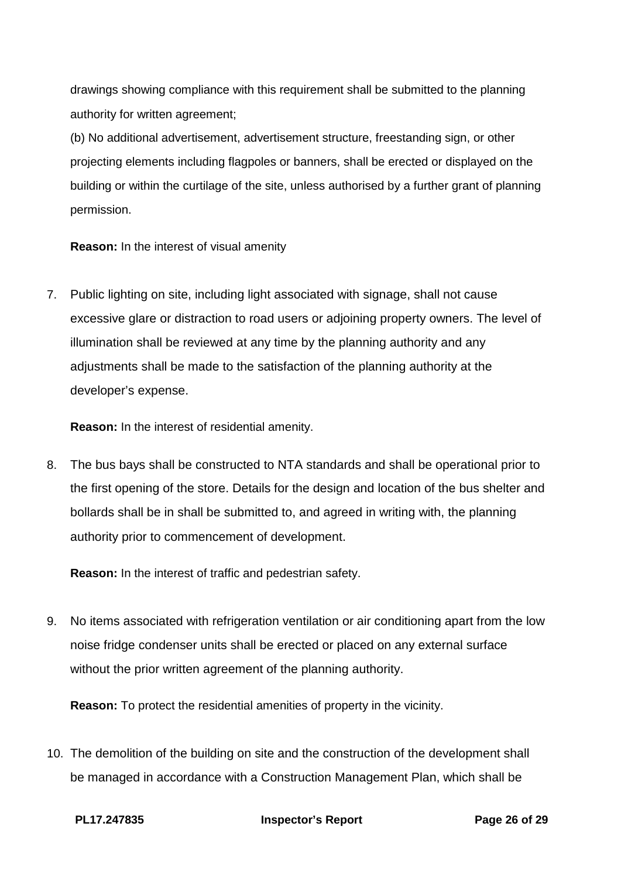drawings showing compliance with this requirement shall be submitted to the planning authority for written agreement;

(b) No additional advertisement, advertisement structure, freestanding sign, or other projecting elements including flagpoles or banners, shall be erected or displayed on the building or within the curtilage of the site, unless authorised by a further grant of planning permission.

**Reason:** In the interest of visual amenity

7. Public lighting on site, including light associated with signage, shall not cause excessive glare or distraction to road users or adjoining property owners. The level of illumination shall be reviewed at any time by the planning authority and any adjustments shall be made to the satisfaction of the planning authority at the developer's expense.

   **Reason:** In the interest of residential amenity.

8. The bus bays shall be constructed to NTA standards and shall be operational prior to the first opening of the store. Details for the design and location of the bus shelter and bollards shall be in shall be submitted to, and agreed in writing with, the planning authority prior to commencement of development.

   **Reason:** In the interest of traffic and pedestrian safety.

9. No items associated with refrigeration ventilation or air conditioning apart from the low noise fridge condenser units shall be erected or placed on any external surface without the prior written agreement of the planning authority.

   **Reason:** To protect the residential amenities of property in the vicinity.

10. The demolition of the building on site and the construction of the development shall be managed in accordance with a Construction Management Plan, which shall be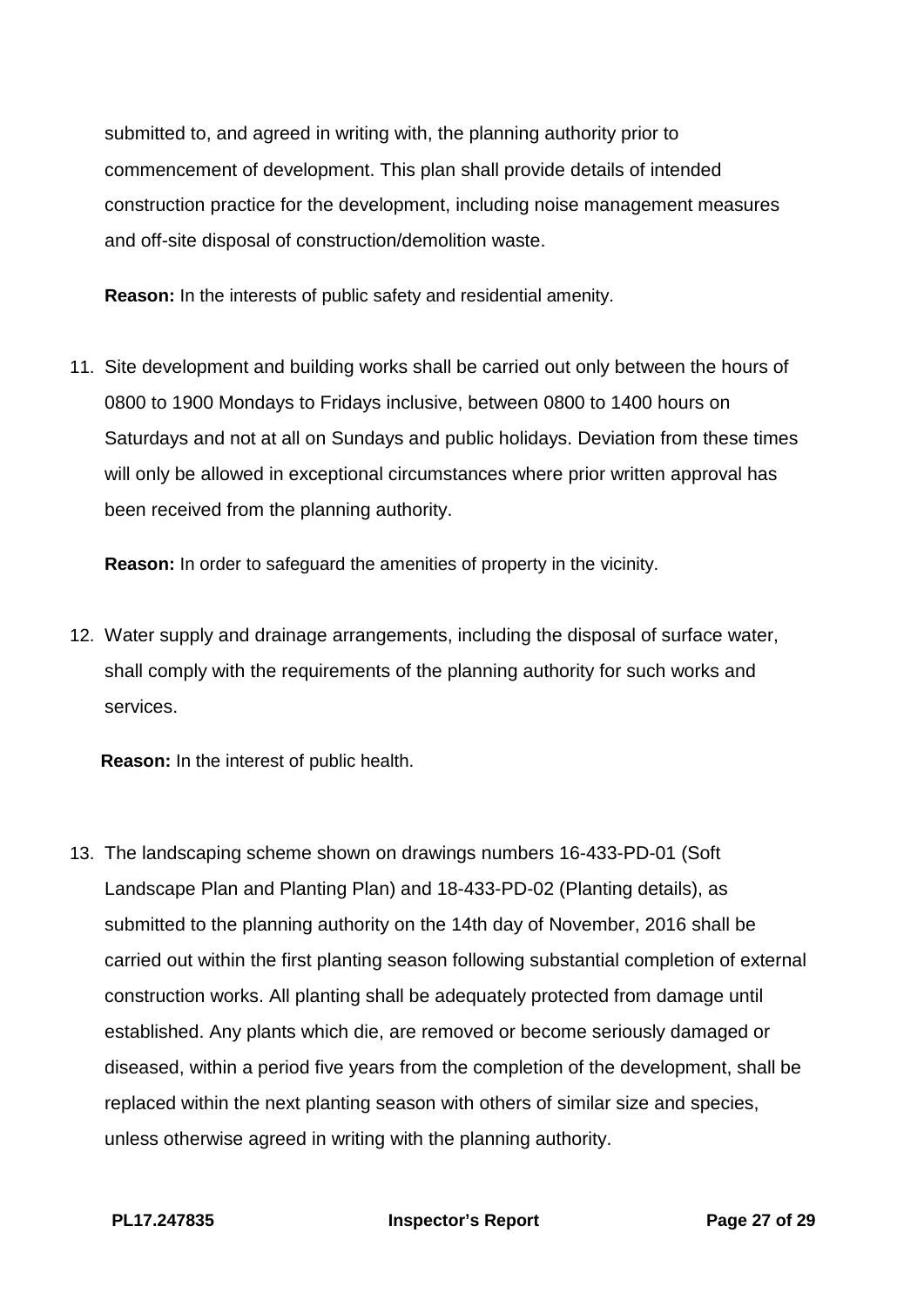submitted to, and agreed in writing with, the planning authority prior to commencement of development. This plan shall provide details of intended construction practice for the development, including noise management measures and off-site disposal of construction/demolition waste.

**Reason:** In the interests of public safety and residential amenity.

11. Site development and building works shall be carried out only between the hours of 0800 to 1900 Mondays to Fridays inclusive, between 0800 to 1400 hours on Saturdays and not at all on Sundays and public holidays. Deviation from these times will only be allowed in exceptional circumstances where prior written approval has been received from the planning authority.

    **Reason:** In order to safeguard the amenities of property in the vicinity.

12. Water supply and drainage arrangements, including the disposal of surface water, shall comply with the requirements of the planning authority for such works and services.

    **Reason:** In the interest of public health.

13. The landscaping scheme shown on drawings numbers 16-433-PD-01 (Soft Landscape Plan and Planting Plan) and 18-433-PD-02 (Planting details), as submitted to the planning authority on the 14th day of November, 2016 shall be carried out within the first planting season following substantial completion of external construction works. All planting shall be adequately protected from damage until established. Any plants which die, are removed or become seriously damaged or diseased, within a period five years from the completion of the development, shall be replaced within the next planting season with others of similar size and species, unless otherwise agreed in writing with the planning authority.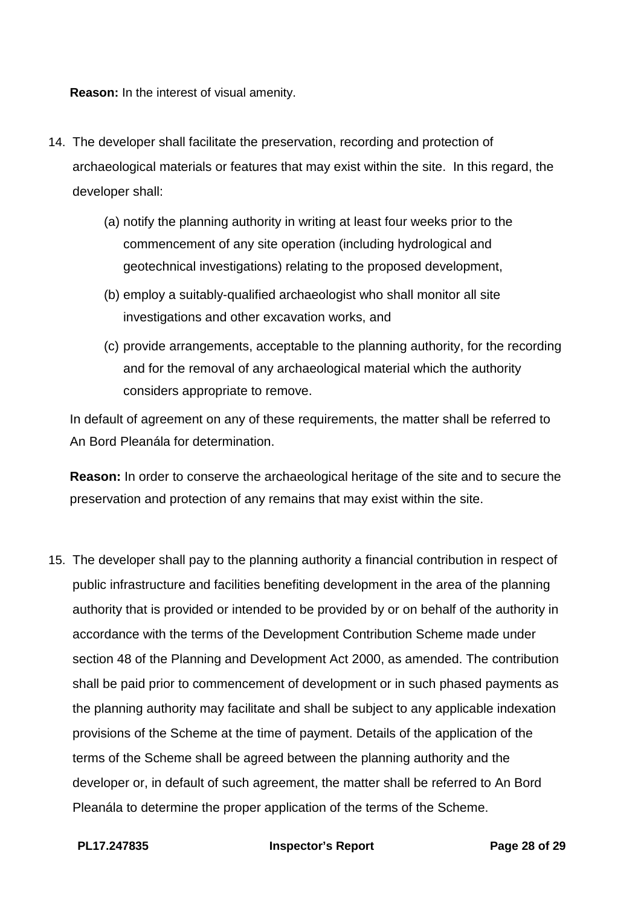**Reason:** In the interest of visual amenity.

14. The developer shall facilitate the preservation, recording and protection of archaeological materials or features that may exist within the site. In this regard, the developer shall:

    (a) notify the planning authority in writing at least four weeks prior to the commencement of any site operation (including hydrological and geotechnical investigations) relating to the proposed development,

    (b) employ a suitably-qualified archaeologist who shall monitor all site investigations and other excavation works, and

    (c) provide arrangements, acceptable to the planning authority, for the recording and for the removal of any archaeological material which the authority considers appropriate to remove.

    In default of agreement on any of these requirements, the matter shall be referred to An Bord Pleanála for determination.

    **Reason:** In order to conserve the archaeological heritage of the site and to secure the preservation and protection of any remains that may exist within the site.

15. The developer shall pay to the planning authority a financial contribution in respect of public infrastructure and facilities benefiting development in the area of the planning authority that is provided or intended to be provided by or on behalf of the authority in accordance with the terms of the Development Contribution Scheme made under section 48 of the Planning and Development Act 2000, as amended. The contribution shall be paid prior to commencement of development or in such phased payments as the planning authority may facilitate and shall be subject to any applicable indexation provisions of the Scheme at the time of payment. Details of the application of the terms of the Scheme shall be agreed between the planning authority and the developer or, in default of such agreement, the matter shall be referred to An Bord Pleanála to determine the proper application of the terms of the Scheme.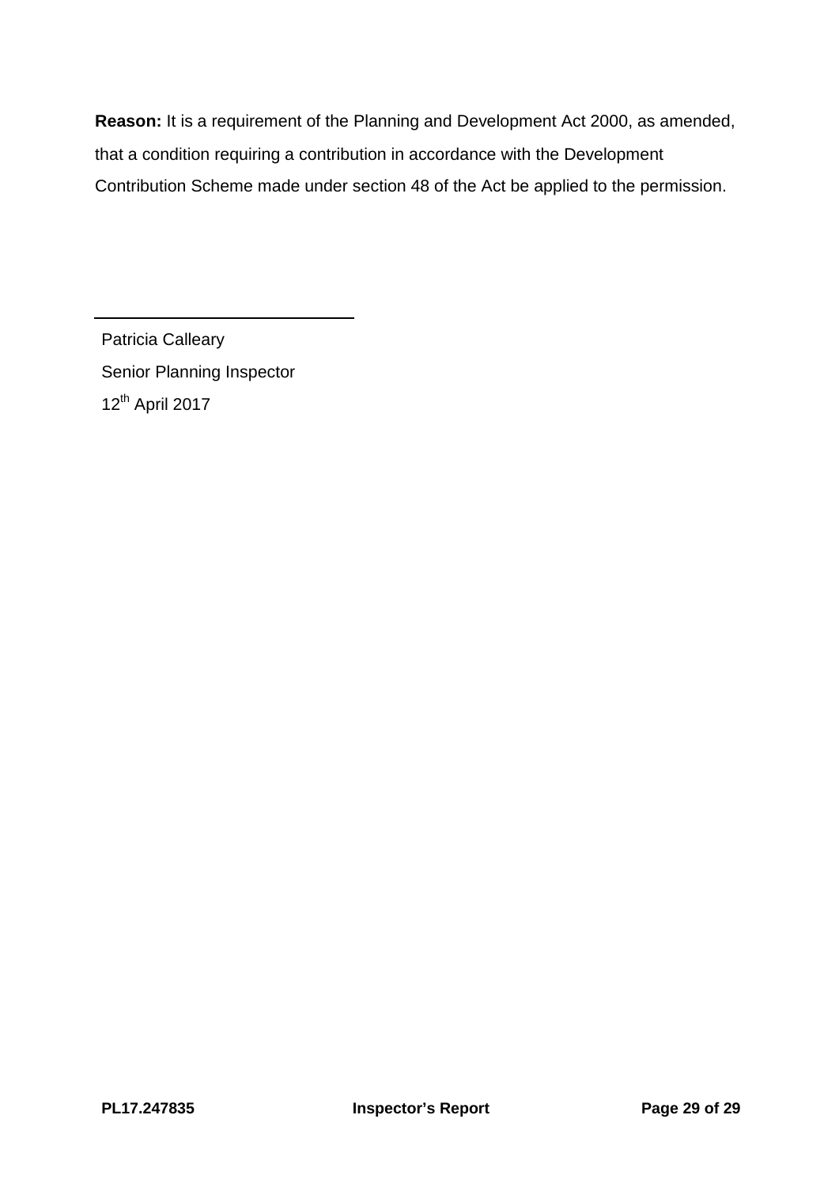**Reason:** It is a requirement of the Planning and Development Act 2000, as amended, that a condition requiring a contribution in accordance with the Development Contribution Scheme made under section 48 of the Act be applied to the permission.

Patricia Calleary
Senior Planning Inspector
12th April 2017